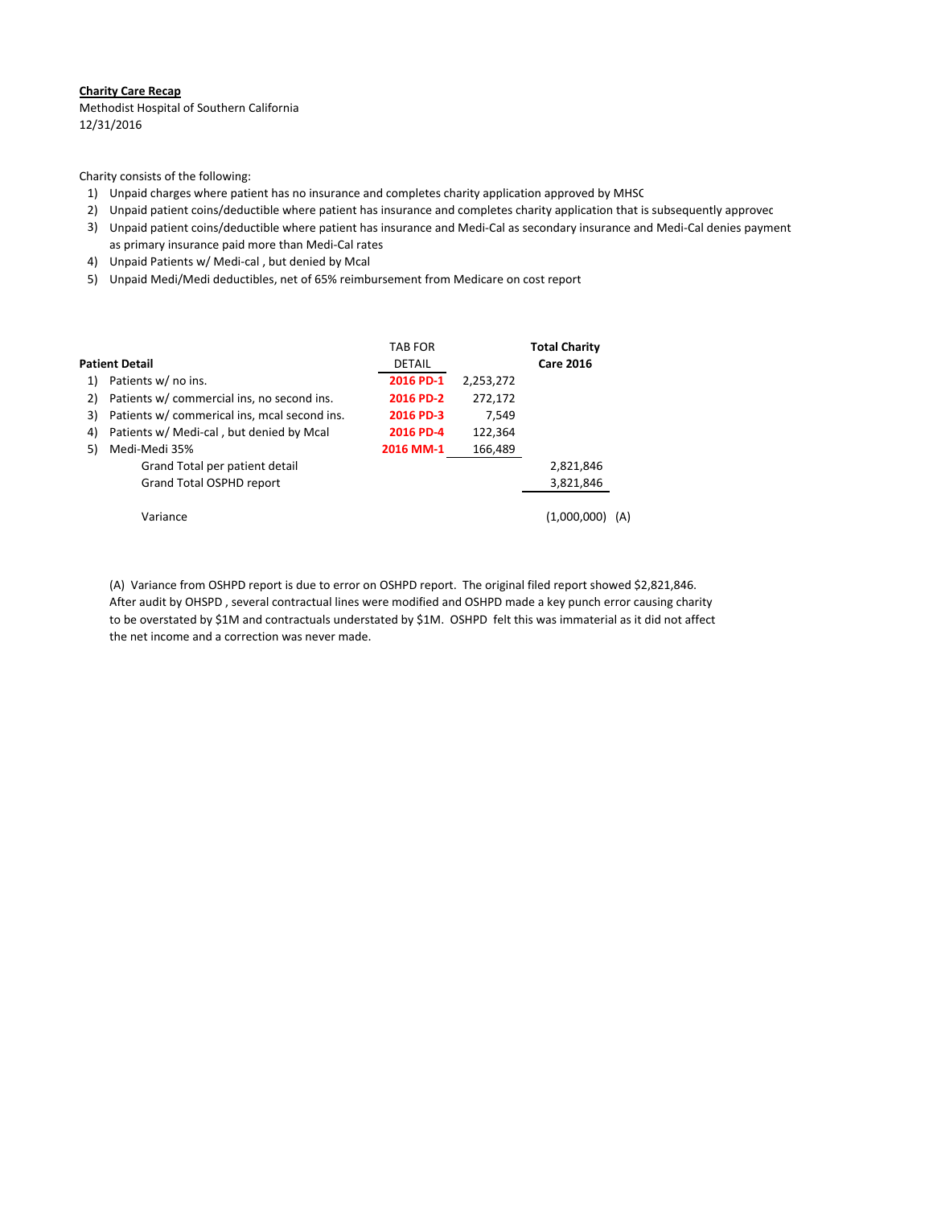**Charity Care Recap**

Methodist Hospital of Southern California

12/31/2016

Charity consists of the following:

1) Unpaid charges where patient has no insurance and completes charity application approved by MHSC
2) Unpaid patient coins/deductible where patient has insurance and completes charity application that is subsequently approvec
3) Unpaid patient coins/deductible where patient has insurance and Medi-Cal as secondary insurance and Medi-Cal denies payment as primary insurance paid more than Medi-Cal rates
4) Unpaid Patients w/ Medi-cal , but denied by Mcal
5) Unpaid Medi/Medi deductibles, net of 65% reimbursement from Medicare on cost report

| Patient Detail | TAB FOR DETAIL | | Total Charity Care 2016 | |
|---|---|---|---|---|
| 1) Patients w/ no ins. | 2016 PD-1 | 2,253,272 | | |
| 2) Patients w/ commercial ins, no second ins. | 2016 PD-2 | 272,172 | | |
| 3) Patients w/ commerical ins, mcal second ins. | 2016 PD-3 | 7,549 | | |
| 4) Patients w/ Medi-cal , but denied by Mcal | 2016 PD-4 | 122,364 | | |
| 5) Medi-Medi 35% | 2016 MM-1 | 166,489 | | |
| Grand Total per patient detail | | | 2,821,846 | |
| Grand Total OSPHD report | | | 3,821,846 | |
| Variance | | | (1,000,000) | (A) |

(A) Variance from OSHPD report is due to error on OSHPD report. The original filed report showed $2,821,846. After audit by OHSPD , several contractual lines were modified and OSHPD made a key punch error causing charity to be overstated by $1M and contractuals understated by $1M. OSHPD felt this was immaterial as it did not affect the net income and a correction was never made.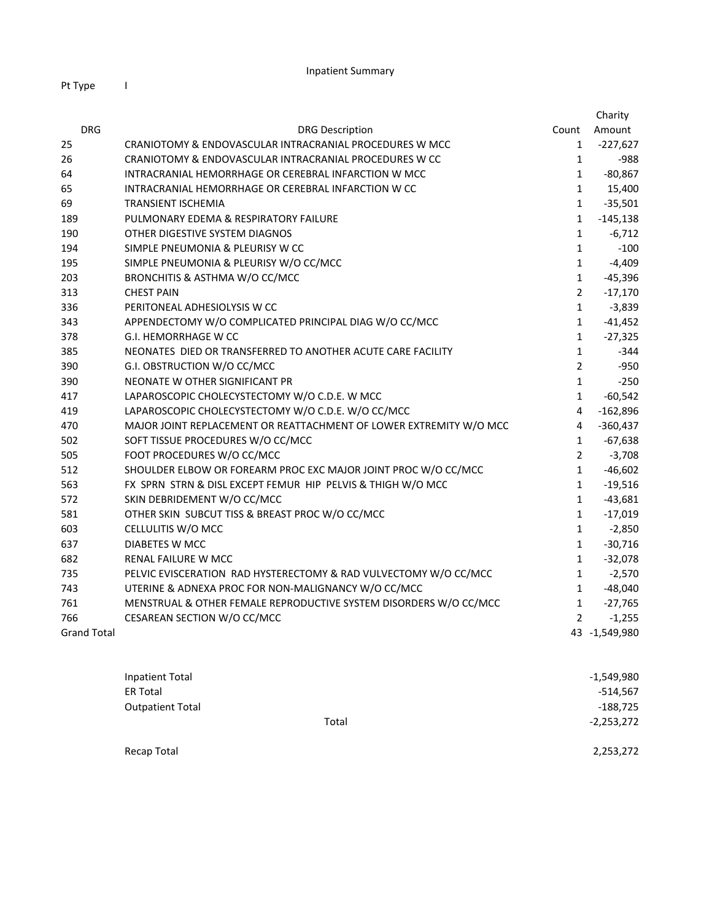Inpatient Summary

Pt Type I

| DRG | DRG Description | Count | Charity Amount |
|---|---|---|---|
| 25 | CRANIOTOMY & ENDOVASCULAR INTRACRANIAL PROCEDURES W MCC | 1 | -227,627 |
| 26 | CRANIOTOMY & ENDOVASCULAR INTRACRANIAL PROCEDURES W CC | 1 | -988 |
| 64 | INTRACRANIAL HEMORRHAGE OR CEREBRAL INFARCTION W MCC | 1 | -80,867 |
| 65 | INTRACRANIAL HEMORRHAGE OR CEREBRAL INFARCTION W CC | 1 | 15,400 |
| 69 | TRANSIENT ISCHEMIA | 1 | -35,501 |
| 189 | PULMONARY EDEMA & RESPIRATORY FAILURE | 1 | -145,138 |
| 190 | OTHER DIGESTIVE SYSTEM DIAGNOS | 1 | -6,712 |
| 194 | SIMPLE PNEUMONIA & PLEURISY W CC | 1 | -100 |
| 195 | SIMPLE PNEUMONIA & PLEURISY W/O CC/MCC | 1 | -4,409 |
| 203 | BRONCHITIS & ASTHMA W/O CC/MCC | 1 | -45,396 |
| 313 | CHEST PAIN | 2 | -17,170 |
| 336 | PERITONEAL ADHESIOLYSIS W CC | 1 | -3,839 |
| 343 | APPENDECTOMY W/O COMPLICATED PRINCIPAL DIAG W/O CC/MCC | 1 | -41,452 |
| 378 | G.I. HEMORRHAGE W CC | 1 | -27,325 |
| 385 | NEONATES DIED OR TRANSFERRED TO ANOTHER ACUTE CARE FACILITY | 1 | -344 |
| 390 | G.I. OBSTRUCTION W/O CC/MCC | 2 | -950 |
| 390 | NEONATE W OTHER SIGNIFICANT PR | 1 | -250 |
| 417 | LAPAROSCOPIC CHOLECYSTECTOMY W/O C.D.E. W MCC | 1 | -60,542 |
| 419 | LAPAROSCOPIC CHOLECYSTECTOMY W/O C.D.E. W/O CC/MCC | 4 | -162,896 |
| 470 | MAJOR JOINT REPLACEMENT OR REATTACHMENT OF LOWER EXTREMITY W/O MCC | 4 | -360,437 |
| 502 | SOFT TISSUE PROCEDURES W/O CC/MCC | 1 | -67,638 |
| 505 | FOOT PROCEDURES W/O CC/MCC | 2 | -3,708 |
| 512 | SHOULDER ELBOW OR FOREARM PROC EXC MAJOR JOINT PROC W/O CC/MCC | 1 | -46,602 |
| 563 | FX SPRN STRN & DISL EXCEPT FEMUR HIP PELVIS & THIGH W/O MCC | 1 | -19,516 |
| 572 | SKIN DEBRIDEMENT W/O CC/MCC | 1 | -43,681 |
| 581 | OTHER SKIN SUBCUT TISS & BREAST PROC W/O CC/MCC | 1 | -17,019 |
| 603 | CELLULITIS W/O MCC | 1 | -2,850 |
| 637 | DIABETES W MCC | 1 | -30,716 |
| 682 | RENAL FAILURE W MCC | 1 | -32,078 |
| 735 | PELVIC EVISCERATION RAD HYSTERECTOMY & RAD VULVECTOMY W/O CC/MCC | 1 | -2,570 |
| 743 | UTERINE & ADNEXA PROC FOR NON-MALIGNANCY W/O CC/MCC | 1 | -48,040 |
| 761 | MENSTRUAL & OTHER FEMALE REPRODUCTIVE SYSTEM DISORDERS W/O CC/MCC | 1 | -27,765 |
| 766 | CESAREAN SECTION W/O CC/MCC | 2 | -1,255 |
| Grand Total | | 43 | -1,549,980 |

| | |
|---|---|
| Inpatient Total | -1,549,980 |
| ER Total | -514,567 |
| Outpatient Total | -188,725 |
| Total | -2,253,272 |
| | |
| Recap Total | 2,253,272 |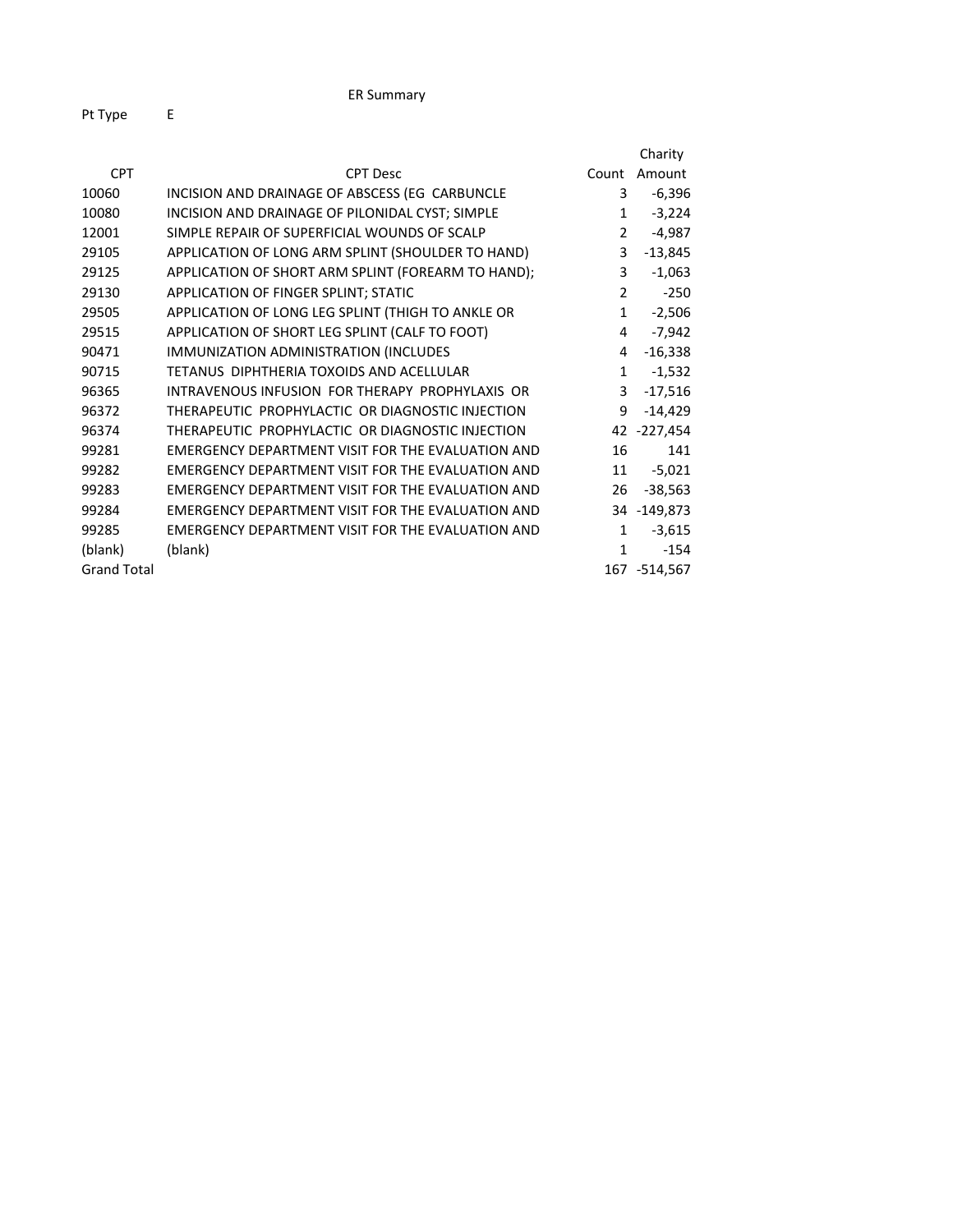# ER Summary

Pt Type E

| CPT | CPT Desc | Count | Charity Amount |
|---|---|---|---|
| 10060 | INCISION AND DRAINAGE OF ABSCESS (EG CARBUNCLE | 3 | -6,396 |
| 10080 | INCISION AND DRAINAGE OF PILONIDAL CYST; SIMPLE | 1 | -3,224 |
| 12001 | SIMPLE REPAIR OF SUPERFICIAL WOUNDS OF SCALP | 2 | -4,987 |
| 29105 | APPLICATION OF LONG ARM SPLINT (SHOULDER TO HAND) | 3 | -13,845 |
| 29125 | APPLICATION OF SHORT ARM SPLINT (FOREARM TO HAND); | 3 | -1,063 |
| 29130 | APPLICATION OF FINGER SPLINT; STATIC | 2 | -250 |
| 29505 | APPLICATION OF LONG LEG SPLINT (THIGH TO ANKLE OR | 1 | -2,506 |
| 29515 | APPLICATION OF SHORT LEG SPLINT (CALF TO FOOT) | 4 | -7,942 |
| 90471 | IMMUNIZATION ADMINISTRATION (INCLUDES | 4 | -16,338 |
| 90715 | TETANUS DIPHTHERIA TOXOIDS AND ACELLULAR | 1 | -1,532 |
| 96365 | INTRAVENOUS INFUSION FOR THERAPY PROPHYLAXIS OR | 3 | -17,516 |
| 96372 | THERAPEUTIC PROPHYLACTIC OR DIAGNOSTIC INJECTION | 9 | -14,429 |
| 96374 | THERAPEUTIC PROPHYLACTIC OR DIAGNOSTIC INJECTION | 42 | -227,454 |
| 99281 | EMERGENCY DEPARTMENT VISIT FOR THE EVALUATION AND | 16 | 141 |
| 99282 | EMERGENCY DEPARTMENT VISIT FOR THE EVALUATION AND | 11 | -5,021 |
| 99283 | EMERGENCY DEPARTMENT VISIT FOR THE EVALUATION AND | 26 | -38,563 |
| 99284 | EMERGENCY DEPARTMENT VISIT FOR THE EVALUATION AND | 34 | -149,873 |
| 99285 | EMERGENCY DEPARTMENT VISIT FOR THE EVALUATION AND | 1 | -3,615 |
| (blank) | (blank) | 1 | -154 |
| Grand Total | | 167 | -514,567 |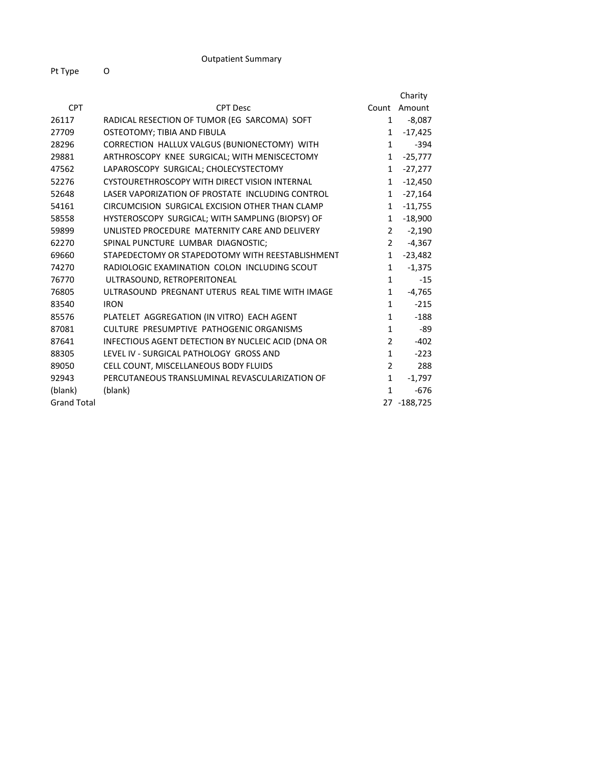# Outpatient Summary

Pt Type O

| CPT | CPT Desc | Count | Charity Amount |
|---|---|---|---|
| 26117 | RADICAL RESECTION OF TUMOR (EG SARCOMA) SOFT | 1 | -8,087 |
| 27709 | OSTEOTOMY; TIBIA AND FIBULA | 1 | -17,425 |
| 28296 | CORRECTION HALLUX VALGUS (BUNIONECTOMY) WITH | 1 | -394 |
| 29881 | ARTHROSCOPY KNEE SURGICAL; WITH MENISCECTOMY | 1 | -25,777 |
| 47562 | LAPAROSCOPY SURGICAL; CHOLECYSTECTOMY | 1 | -27,277 |
| 52276 | CYSTOURETHROSCOPY WITH DIRECT VISION INTERNAL | 1 | -12,450 |
| 52648 | LASER VAPORIZATION OF PROSTATE INCLUDING CONTROL | 1 | -27,164 |
| 54161 | CIRCUMCISION SURGICAL EXCISION OTHER THAN CLAMP | 1 | -11,755 |
| 58558 | HYSTEROSCOPY SURGICAL; WITH SAMPLING (BIOPSY) OF | 1 | -18,900 |
| 59899 | UNLISTED PROCEDURE MATERNITY CARE AND DELIVERY | 2 | -2,190 |
| 62270 | SPINAL PUNCTURE LUMBAR DIAGNOSTIC; | 2 | -4,367 |
| 69660 | STAPEDECTOMY OR STAPEDOTOMY WITH REESTABLISHMENT | 1 | -23,482 |
| 74270 | RADIOLOGIC EXAMINATION COLON INCLUDING SCOUT | 1 | -1,375 |
| 76770 | ULTRASOUND, RETROPERITONEAL | 1 | -15 |
| 76805 | ULTRASOUND PREGNANT UTERUS REAL TIME WITH IMAGE | 1 | -4,765 |
| 83540 | IRON | 1 | -215 |
| 85576 | PLATELET AGGREGATION (IN VITRO) EACH AGENT | 1 | -188 |
| 87081 | CULTURE PRESUMPTIVE PATHOGENIC ORGANISMS | 1 | -89 |
| 87641 | INFECTIOUS AGENT DETECTION BY NUCLEIC ACID (DNA OR | 2 | -402 |
| 88305 | LEVEL IV - SURGICAL PATHOLOGY GROSS AND | 1 | -223 |
| 89050 | CELL COUNT, MISCELLANEOUS BODY FLUIDS | 2 | 288 |
| 92943 | PERCUTANEOUS TRANSLUMINAL REVASCULARIZATION OF | 1 | -1,797 |
| (blank) | (blank) | 1 | -676 |
| Grand Total | | 27 | -188,725 |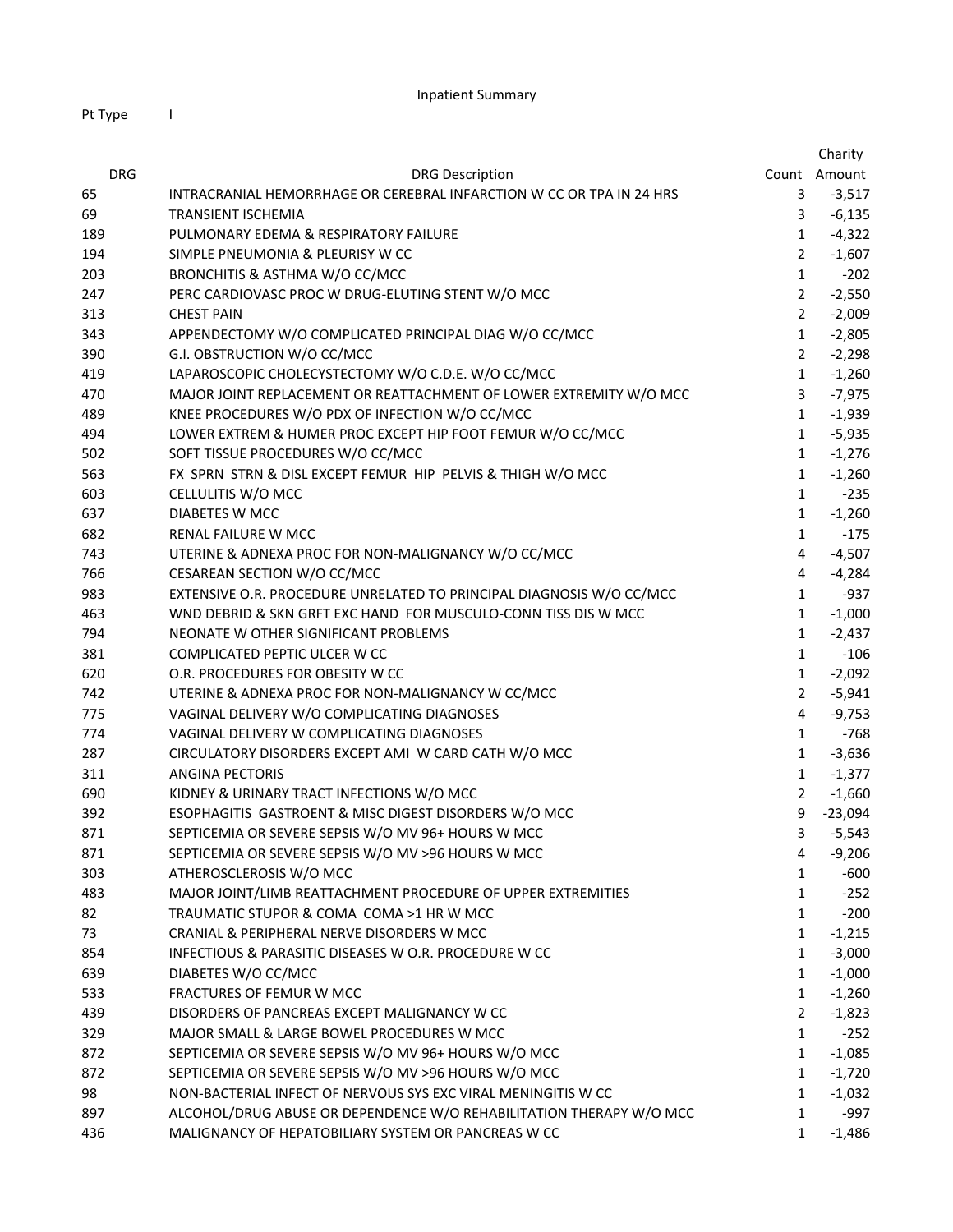Inpatient Summary

Pt Type I

| DRG | DRG Description | Count | Charity Amount |
|---|---|---|---|
| 65 | INTRACRANIAL HEMORRHAGE OR CEREBRAL INFARCTION W CC OR TPA IN 24 HRS | 3 | -3,517 |
| 69 | TRANSIENT ISCHEMIA | 3 | -6,135 |
| 189 | PULMONARY EDEMA & RESPIRATORY FAILURE | 1 | -4,322 |
| 194 | SIMPLE PNEUMONIA & PLEURISY W CC | 2 | -1,607 |
| 203 | BRONCHITIS & ASTHMA W/O CC/MCC | 1 | -202 |
| 247 | PERC CARDIOVASC PROC W DRUG-ELUTING STENT W/O MCC | 2 | -2,550 |
| 313 | CHEST PAIN | 2 | -2,009 |
| 343 | APPENDECTOMY W/O COMPLICATED PRINCIPAL DIAG W/O CC/MCC | 1 | -2,805 |
| 390 | G.I. OBSTRUCTION W/O CC/MCC | 2 | -2,298 |
| 419 | LAPAROSCOPIC CHOLECYSTECTOMY W/O C.D.E. W/O CC/MCC | 1 | -1,260 |
| 470 | MAJOR JOINT REPLACEMENT OR REATTACHMENT OF LOWER EXTREMITY W/O MCC | 3 | -7,975 |
| 489 | KNEE PROCEDURES W/O PDX OF INFECTION W/O CC/MCC | 1 | -1,939 |
| 494 | LOWER EXTREM & HUMER PROC EXCEPT HIP FOOT FEMUR W/O CC/MCC | 1 | -5,935 |
| 502 | SOFT TISSUE PROCEDURES W/O CC/MCC | 1 | -1,276 |
| 563 | FX SPRN STRN & DISL EXCEPT FEMUR HIP PELVIS & THIGH W/O MCC | 1 | -1,260 |
| 603 | CELLULITIS W/O MCC | 1 | -235 |
| 637 | DIABETES W MCC | 1 | -1,260 |
| 682 | RENAL FAILURE W MCC | 1 | -175 |
| 743 | UTERINE & ADNEXA PROC FOR NON-MALIGNANCY W/O CC/MCC | 4 | -4,507 |
| 766 | CESAREAN SECTION W/O CC/MCC | 4 | -4,284 |
| 983 | EXTENSIVE O.R. PROCEDURE UNRELATED TO PRINCIPAL DIAGNOSIS W/O CC/MCC | 1 | -937 |
| 463 | WND DEBRID & SKN GRFT EXC HAND FOR MUSCULO-CONN TISS DIS W MCC | 1 | -1,000 |
| 794 | NEONATE W OTHER SIGNIFICANT PROBLEMS | 1 | -2,437 |
| 381 | COMPLICATED PEPTIC ULCER W CC | 1 | -106 |
| 620 | O.R. PROCEDURES FOR OBESITY W CC | 1 | -2,092 |
| 742 | UTERINE & ADNEXA PROC FOR NON-MALIGNANCY W CC/MCC | 2 | -5,941 |
| 775 | VAGINAL DELIVERY W/O COMPLICATING DIAGNOSES | 4 | -9,753 |
| 774 | VAGINAL DELIVERY W COMPLICATING DIAGNOSES | 1 | -768 |
| 287 | CIRCULATORY DISORDERS EXCEPT AMI W CARD CATH W/O MCC | 1 | -3,636 |
| 311 | ANGINA PECTORIS | 1 | -1,377 |
| 690 | KIDNEY & URINARY TRACT INFECTIONS W/O MCC | 2 | -1,660 |
| 392 | ESOPHAGITIS GASTROENT & MISC DIGEST DISORDERS W/O MCC | 9 | -23,094 |
| 871 | SEPTICEMIA OR SEVERE SEPSIS W/O MV 96+ HOURS W MCC | 3 | -5,543 |
| 871 | SEPTICEMIA OR SEVERE SEPSIS W/O MV >96 HOURS W MCC | 4 | -9,206 |
| 303 | ATHEROSCLEROSIS W/O MCC | 1 | -600 |
| 483 | MAJOR JOINT/LIMB REATTACHMENT PROCEDURE OF UPPER EXTREMITIES | 1 | -252 |
| 82 | TRAUMATIC STUPOR & COMA COMA >1 HR W MCC | 1 | -200 |
| 73 | CRANIAL & PERIPHERAL NERVE DISORDERS W MCC | 1 | -1,215 |
| 854 | INFECTIOUS & PARASITIC DISEASES W O.R. PROCEDURE W CC | 1 | -3,000 |
| 639 | DIABETES W/O CC/MCC | 1 | -1,000 |
| 533 | FRACTURES OF FEMUR W MCC | 1 | -1,260 |
| 439 | DISORDERS OF PANCREAS EXCEPT MALIGNANCY W CC | 2 | -1,823 |
| 329 | MAJOR SMALL & LARGE BOWEL PROCEDURES W MCC | 1 | -252 |
| 872 | SEPTICEMIA OR SEVERE SEPSIS W/O MV 96+ HOURS W/O MCC | 1 | -1,085 |
| 872 | SEPTICEMIA OR SEVERE SEPSIS W/O MV >96 HOURS W/O MCC | 1 | -1,720 |
| 98 | NON-BACTERIAL INFECT OF NERVOUS SYS EXC VIRAL MENINGITIS W CC | 1 | -1,032 |
| 897 | ALCOHOL/DRUG ABUSE OR DEPENDENCE W/O REHABILITATION THERAPY W/O MCC | 1 | -997 |
| 436 | MALIGNANCY OF HEPATOBILIARY SYSTEM OR PANCREAS W CC | 1 | -1,486 |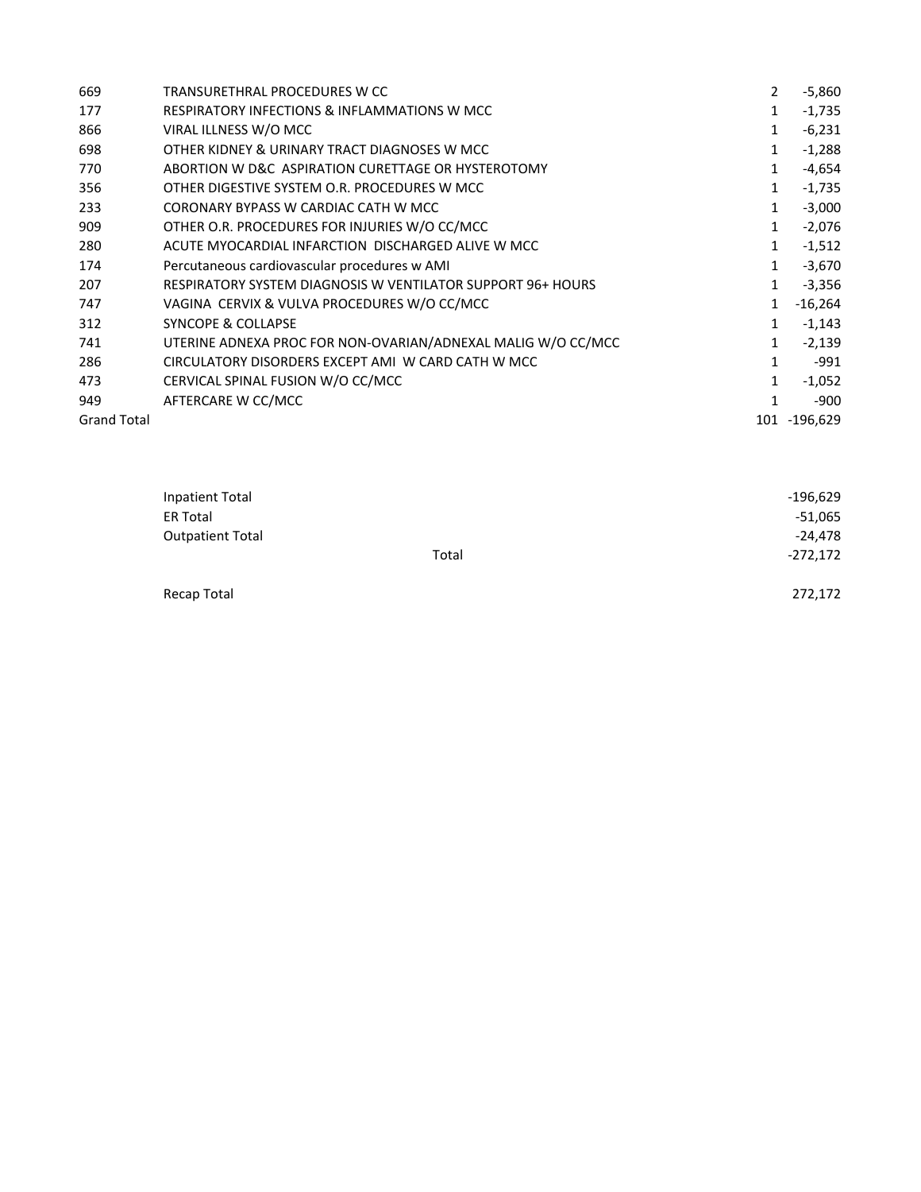| | | | |
|---|---|---|---|
| 669 | TRANSURETHRAL PROCEDURES W CC | 2 | -5,860 |
| 177 | RESPIRATORY INFECTIONS & INFLAMMATIONS W MCC | 1 | -1,735 |
| 866 | VIRAL ILLNESS W/O MCC | 1 | -6,231 |
| 698 | OTHER KIDNEY & URINARY TRACT DIAGNOSES W MCC | 1 | -1,288 |
| 770 | ABORTION W D&C ASPIRATION CURETTAGE OR HYSTEROTOMY | 1 | -4,654 |
| 356 | OTHER DIGESTIVE SYSTEM O.R. PROCEDURES W MCC | 1 | -1,735 |
| 233 | CORONARY BYPASS W CARDIAC CATH W MCC | 1 | -3,000 |
| 909 | OTHER O.R. PROCEDURES FOR INJURIES W/O CC/MCC | 1 | -2,076 |
| 280 | ACUTE MYOCARDIAL INFARCTION DISCHARGED ALIVE W MCC | 1 | -1,512 |
| 174 | Percutaneous cardiovascular procedures w AMI | 1 | -3,670 |
| 207 | RESPIRATORY SYSTEM DIAGNOSIS W VENTILATOR SUPPORT 96+ HOURS | 1 | -3,356 |
| 747 | VAGINA CERVIX & VULVA PROCEDURES W/O CC/MCC | 1 | -16,264 |
| 312 | SYNCOPE & COLLAPSE | 1 | -1,143 |
| 741 | UTERINE ADNEXA PROC FOR NON-OVARIAN/ADNEXAL MALIG W/O CC/MCC | 1 | -2,139 |
| 286 | CIRCULATORY DISORDERS EXCEPT AMI W CARD CATH W MCC | 1 | -991 |
| 473 | CERVICAL SPINAL FUSION W/O CC/MCC | 1 | -1,052 |
| 949 | AFTERCARE W CC/MCC | 1 | -900 |
| Grand Total | | 101 | -196,629 |

| | | |
|---|---|---|
| Inpatient Total | | -196,629 |
| ER Total | | -51,065 |
| Outpatient Total | | -24,478 |
| | Total | -272,172 |
| Recap Total | | 272,172 |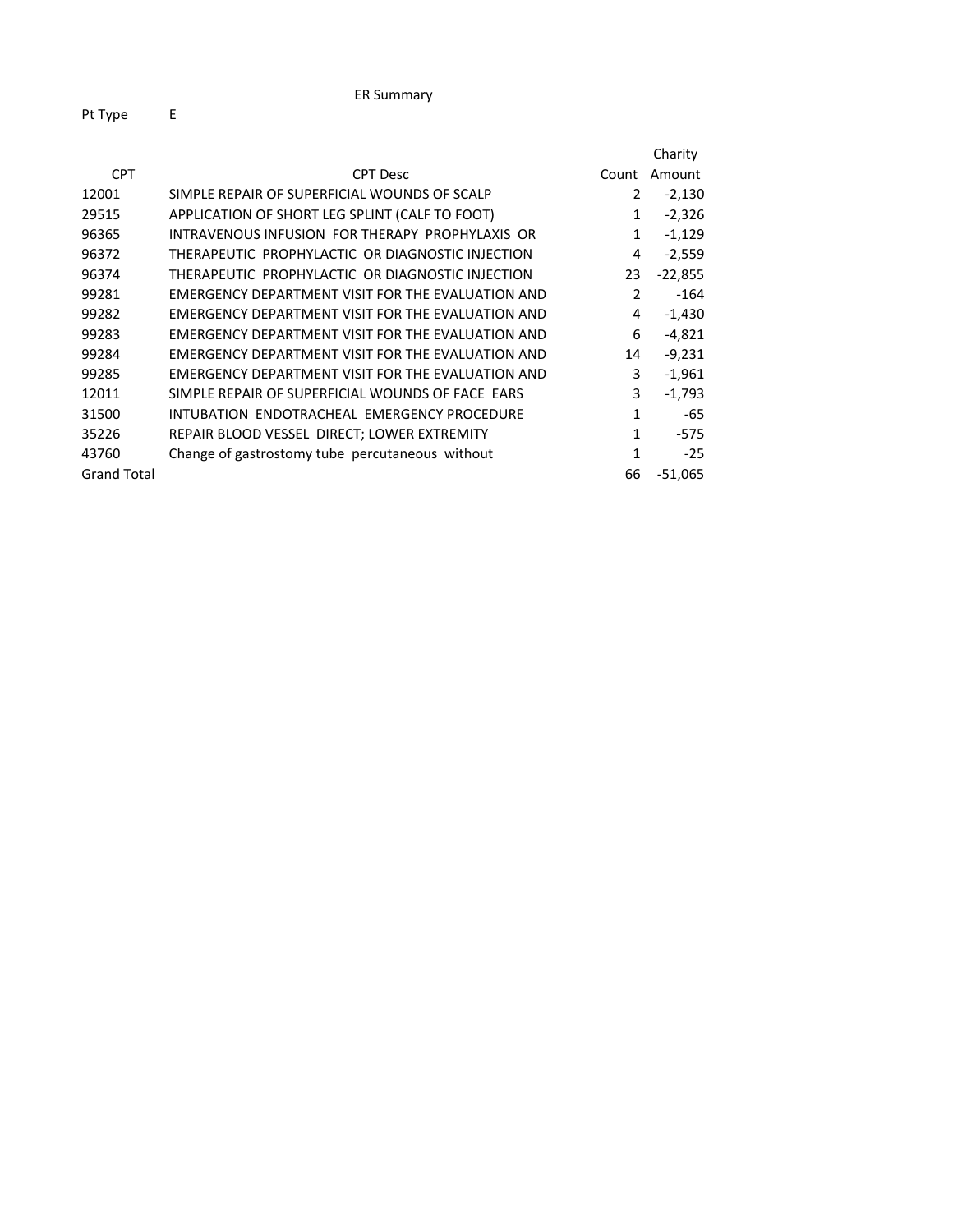# ER Summary

Pt Type E

| CPT | CPT Desc | Count | Charity Amount |
|---|---|---|---|
| 12001 | SIMPLE REPAIR OF SUPERFICIAL WOUNDS OF SCALP | 2 | -2,130 |
| 29515 | APPLICATION OF SHORT LEG SPLINT (CALF TO FOOT) | 1 | -2,326 |
| 96365 | INTRAVENOUS INFUSION FOR THERAPY PROPHYLAXIS OR | 1 | -1,129 |
| 96372 | THERAPEUTIC PROPHYLACTIC OR DIAGNOSTIC INJECTION | 4 | -2,559 |
| 96374 | THERAPEUTIC PROPHYLACTIC OR DIAGNOSTIC INJECTION | 23 | -22,855 |
| 99281 | EMERGENCY DEPARTMENT VISIT FOR THE EVALUATION AND | 2 | -164 |
| 99282 | EMERGENCY DEPARTMENT VISIT FOR THE EVALUATION AND | 4 | -1,430 |
| 99283 | EMERGENCY DEPARTMENT VISIT FOR THE EVALUATION AND | 6 | -4,821 |
| 99284 | EMERGENCY DEPARTMENT VISIT FOR THE EVALUATION AND | 14 | -9,231 |
| 99285 | EMERGENCY DEPARTMENT VISIT FOR THE EVALUATION AND | 3 | -1,961 |
| 12011 | SIMPLE REPAIR OF SUPERFICIAL WOUNDS OF FACE EARS | 3 | -1,793 |
| 31500 | INTUBATION ENDOTRACHEAL EMERGENCY PROCEDURE | 1 | -65 |
| 35226 | REPAIR BLOOD VESSEL DIRECT; LOWER EXTREMITY | 1 | -575 |
| 43760 | Change of gastrostomy tube percutaneous without | 1 | -25 |
| Grand Total | | 66 | -51,065 |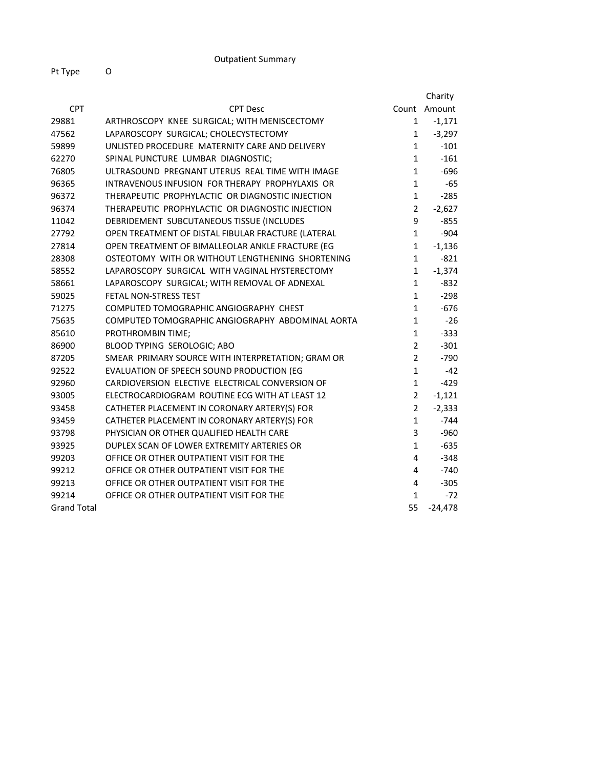Outpatient Summary

Pt Type O

| CPT | CPT Desc | Count | Charity Amount |
|---|---|---|---|
| 29881 | ARTHROSCOPY KNEE SURGICAL; WITH MENISCECTOMY | 1 | -1,171 |
| 47562 | LAPAROSCOPY SURGICAL; CHOLECYSTECTOMY | 1 | -3,297 |
| 59899 | UNLISTED PROCEDURE MATERNITY CARE AND DELIVERY | 1 | -101 |
| 62270 | SPINAL PUNCTURE LUMBAR DIAGNOSTIC; | 1 | -161 |
| 76805 | ULTRASOUND PREGNANT UTERUS REAL TIME WITH IMAGE | 1 | -696 |
| 96365 | INTRAVENOUS INFUSION FOR THERAPY PROPHYLAXIS OR | 1 | -65 |
| 96372 | THERAPEUTIC PROPHYLACTIC OR DIAGNOSTIC INJECTION | 1 | -285 |
| 96374 | THERAPEUTIC PROPHYLACTIC OR DIAGNOSTIC INJECTION | 2 | -2,627 |
| 11042 | DEBRIDEMENT SUBCUTANEOUS TISSUE (INCLUDES | 9 | -855 |
| 27792 | OPEN TREATMENT OF DISTAL FIBULAR FRACTURE (LATERAL | 1 | -904 |
| 27814 | OPEN TREATMENT OF BIMALLEOLAR ANKLE FRACTURE (EG | 1 | -1,136 |
| 28308 | OSTEOTOMY WITH OR WITHOUT LENGTHENING SHORTENING | 1 | -821 |
| 58552 | LAPAROSCOPY SURGICAL WITH VAGINAL HYSTERECTOMY | 1 | -1,374 |
| 58661 | LAPAROSCOPY SURGICAL; WITH REMOVAL OF ADNEXAL | 1 | -832 |
| 59025 | FETAL NON-STRESS TEST | 1 | -298 |
| 71275 | COMPUTED TOMOGRAPHIC ANGIOGRAPHY CHEST | 1 | -676 |
| 75635 | COMPUTED TOMOGRAPHIC ANGIOGRAPHY ABDOMINAL AORTA | 1 | -26 |
| 85610 | PROTHROMBIN TIME; | 1 | -333 |
| 86900 | BLOOD TYPING SEROLOGIC; ABO | 2 | -301 |
| 87205 | SMEAR PRIMARY SOURCE WITH INTERPRETATION; GRAM OR | 2 | -790 |
| 92522 | EVALUATION OF SPEECH SOUND PRODUCTION (EG | 1 | -42 |
| 92960 | CARDIOVERSION ELECTIVE ELECTRICAL CONVERSION OF | 1 | -429 |
| 93005 | ELECTROCARDIOGRAM ROUTINE ECG WITH AT LEAST 12 | 2 | -1,121 |
| 93458 | CATHETER PLACEMENT IN CORONARY ARTERY(S) FOR | 2 | -2,333 |
| 93459 | CATHETER PLACEMENT IN CORONARY ARTERY(S) FOR | 1 | -744 |
| 93798 | PHYSICIAN OR OTHER QUALIFIED HEALTH CARE | 3 | -960 |
| 93925 | DUPLEX SCAN OF LOWER EXTREMITY ARTERIES OR | 1 | -635 |
| 99203 | OFFICE OR OTHER OUTPATIENT VISIT FOR THE | 4 | -348 |
| 99212 | OFFICE OR OTHER OUTPATIENT VISIT FOR THE | 4 | -740 |
| 99213 | OFFICE OR OTHER OUTPATIENT VISIT FOR THE | 4 | -305 |
| 99214 | OFFICE OR OTHER OUTPATIENT VISIT FOR THE | 1 | -72 |
| Grand Total | | 55 | -24,478 |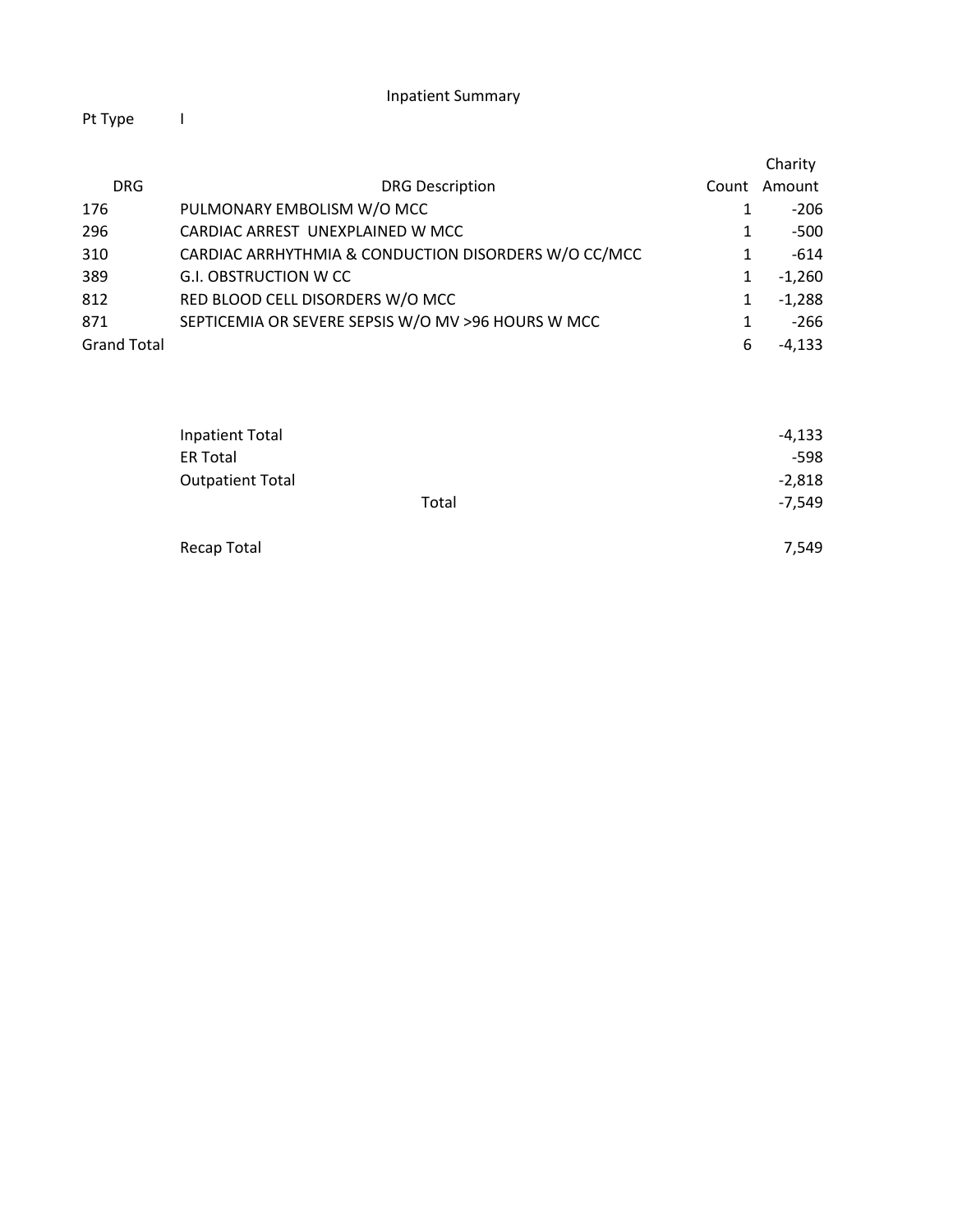# Inpatient Summary

Pt Type I

| DRG | DRG Description | Count | Charity Amount |
|---|---|---|---|
| 176 | PULMONARY EMBOLISM W/O MCC | 1 | -206 |
| 296 | CARDIAC ARREST UNEXPLAINED W MCC | 1 | -500 |
| 310 | CARDIAC ARRHYTHMIA & CONDUCTION DISORDERS W/O CC/MCC | 1 | -614 |
| 389 | G.I. OBSTRUCTION W CC | 1 | -1,260 |
| 812 | RED BLOOD CELL DISORDERS W/O MCC | 1 | -1,288 |
| 871 | SEPTICEMIA OR SEVERE SEPSIS W/O MV >96 HOURS W MCC | 1 | -266 |
| Grand Total | | 6 | -4,133 |

| | |
|---|---|
| Inpatient Total | -4,133 |
| ER Total | -598 |
| Outpatient Total | -2,818 |
| Total | -7,549 |
| | |
| Recap Total | 7,549 |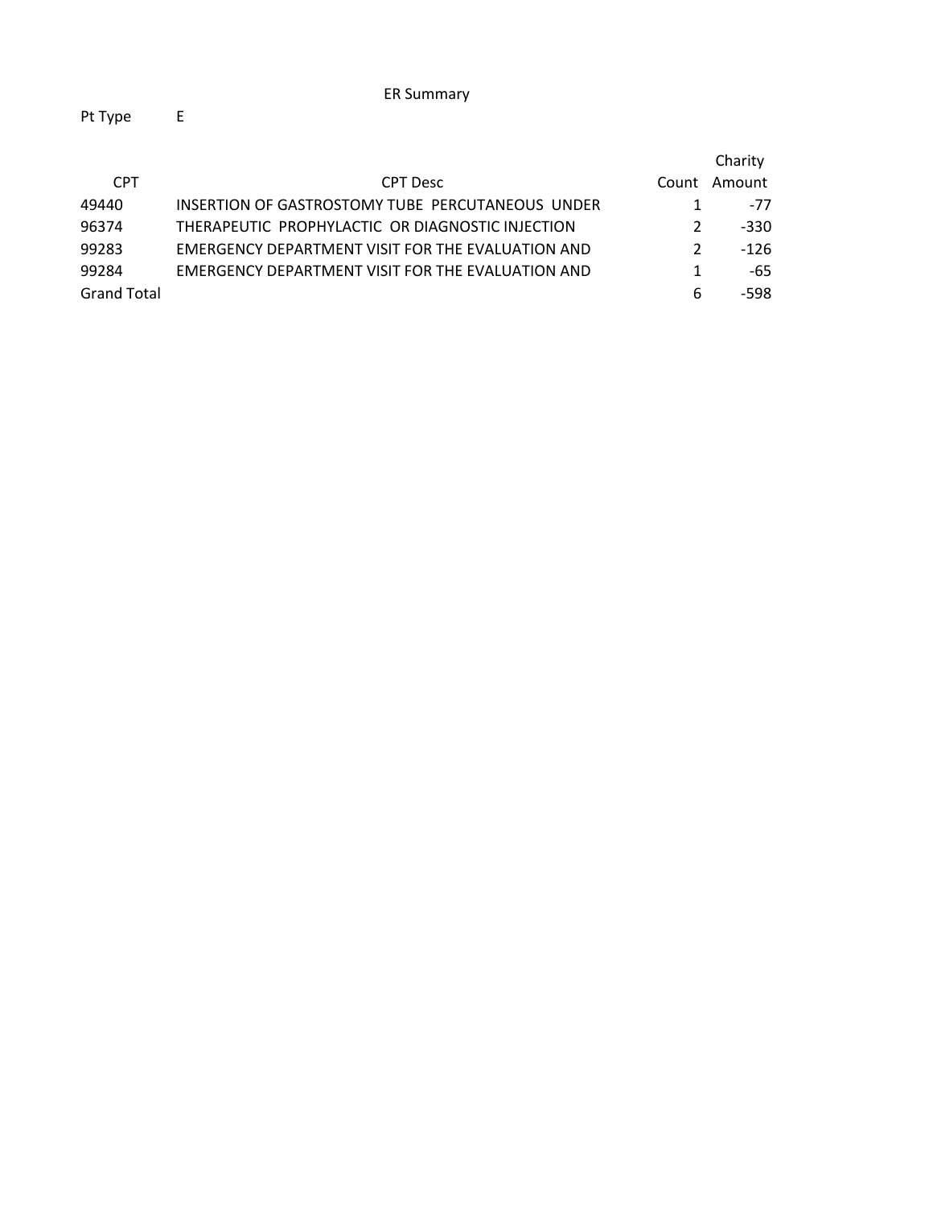# ER Summary

Pt Type E

| CPT | CPT Desc | Count | Charity Amount |
|---|---|---|---|
| 49440 | INSERTION OF GASTROSTOMY TUBE PERCUTANEOUS UNDER | 1 | -77 |
| 96374 | THERAPEUTIC PROPHYLACTIC OR DIAGNOSTIC INJECTION | 2 | -330 |
| 99283 | EMERGENCY DEPARTMENT VISIT FOR THE EVALUATION AND | 2 | -126 |
| 99284 | EMERGENCY DEPARTMENT VISIT FOR THE EVALUATION AND | 1 | -65 |
| Grand Total | | 6 | -598 |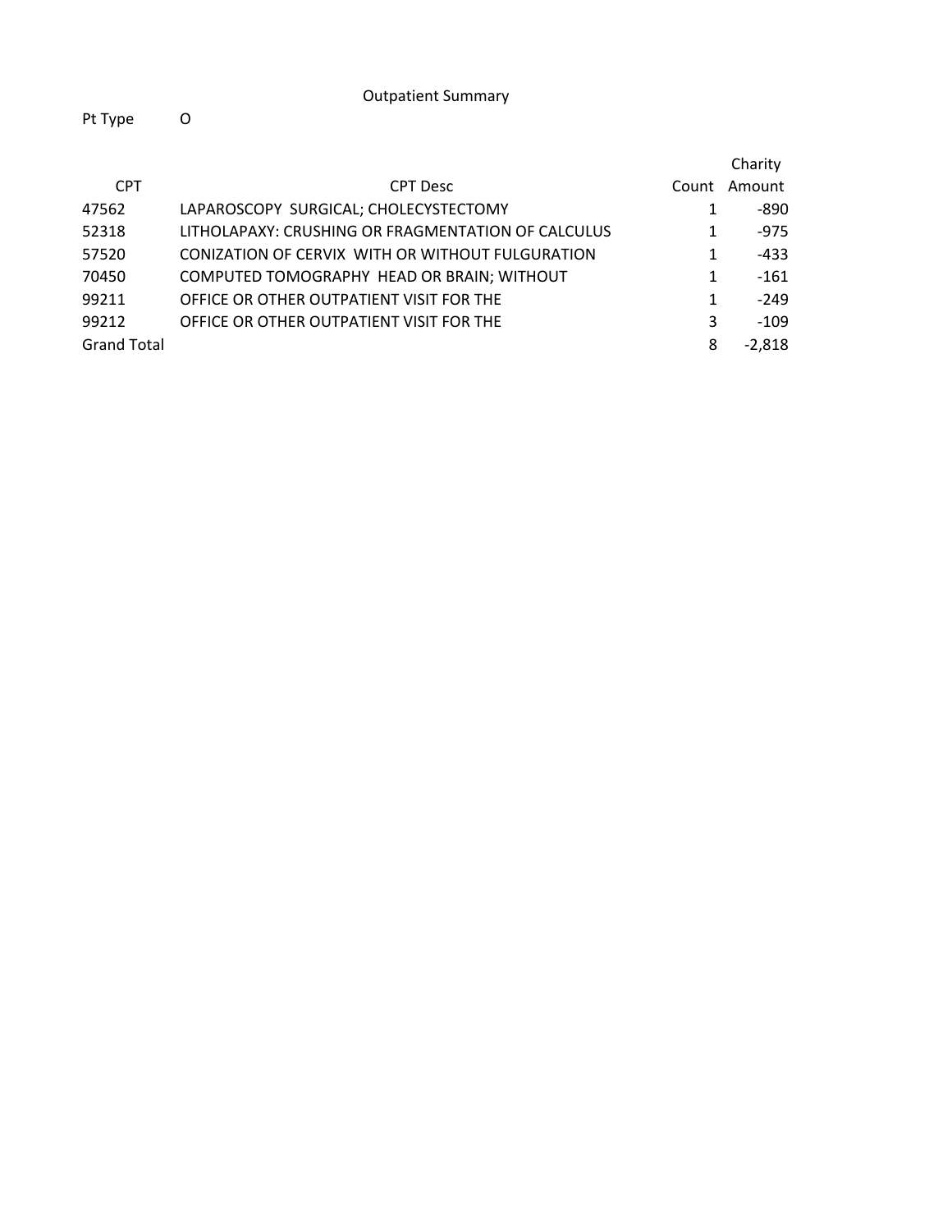Outpatient Summary

Pt Type O

| CPT | CPT Desc | Count | Charity Amount |
|---|---|---|---|
| 47562 | LAPAROSCOPY SURGICAL; CHOLECYSTECTOMY | 1 | -890 |
| 52318 | LITHOLAPAXY: CRUSHING OR FRAGMENTATION OF CALCULUS | 1 | -975 |
| 57520 | CONIZATION OF CERVIX WITH OR WITHOUT FULGURATION | 1 | -433 |
| 70450 | COMPUTED TOMOGRAPHY HEAD OR BRAIN; WITHOUT | 1 | -161 |
| 99211 | OFFICE OR OTHER OUTPATIENT VISIT FOR THE | 1 | -249 |
| 99212 | OFFICE OR OTHER OUTPATIENT VISIT FOR THE | 3 | -109 |
| Grand Total | | 8 | -2,818 |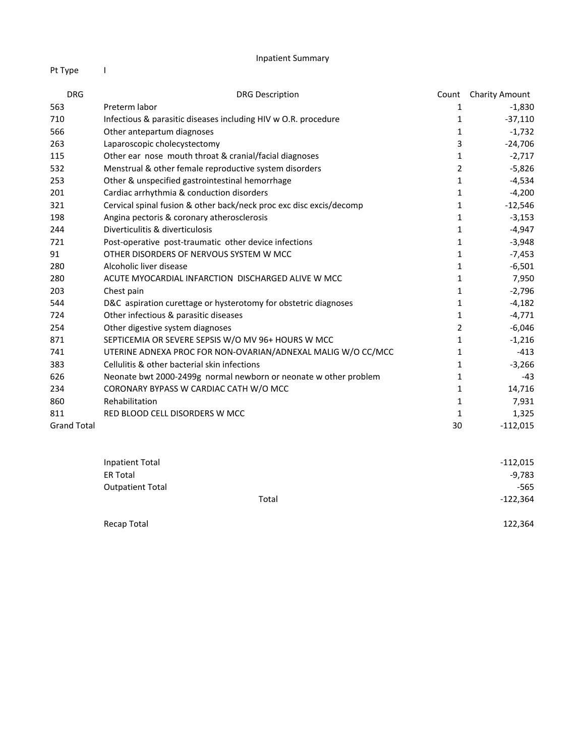Inpatient Summary

Pt Type I

| DRG | DRG Description | Count | Charity Amount |
|---|---|---|---|
| 563 | Preterm labor | 1 | -1,830 |
| 710 | Infectious & parasitic diseases including HIV w O.R. procedure | 1 | -37,110 |
| 566 | Other antepartum diagnoses | 1 | -1,732 |
| 263 | Laparoscopic cholecystectomy | 3 | -24,706 |
| 115 | Other ear nose mouth throat & cranial/facial diagnoses | 1 | -2,717 |
| 532 | Menstrual & other female reproductive system disorders | 2 | -5,826 |
| 253 | Other & unspecified gastrointestinal hemorrhage | 1 | -4,534 |
| 201 | Cardiac arrhythmia & conduction disorders | 1 | -4,200 |
| 321 | Cervical spinal fusion & other back/neck proc exc disc excis/decomp | 1 | -12,546 |
| 198 | Angina pectoris & coronary atherosclerosis | 1 | -3,153 |
| 244 | Diverticulitis & diverticulosis | 1 | -4,947 |
| 721 | Post-operative post-traumatic other device infections | 1 | -3,948 |
| 91 | OTHER DISORDERS OF NERVOUS SYSTEM W MCC | 1 | -7,453 |
| 280 | Alcoholic liver disease | 1 | -6,501 |
| 280 | ACUTE MYOCARDIAL INFARCTION DISCHARGED ALIVE W MCC | 1 | 7,950 |
| 203 | Chest pain | 1 | -2,796 |
| 544 | D&C aspiration curettage or hysterotomy for obstetric diagnoses | 1 | -4,182 |
| 724 | Other infectious & parasitic diseases | 1 | -4,771 |
| 254 | Other digestive system diagnoses | 2 | -6,046 |
| 871 | SEPTICEMIA OR SEVERE SEPSIS W/O MV 96+ HOURS W MCC | 1 | -1,216 |
| 741 | UTERINE ADNEXA PROC FOR NON-OVARIAN/ADNEXAL MALIG W/O CC/MCC | 1 | -413 |
| 383 | Cellulitis & other bacterial skin infections | 1 | -3,266 |
| 626 | Neonate bwt 2000-2499g normal newborn or neonate w other problem | 1 | -43 |
| 234 | CORONARY BYPASS W CARDIAC CATH W/O MCC | 1 | 14,716 |
| 860 | Rehabilitation | 1 | 7,931 |
| 811 | RED BLOOD CELL DISORDERS W MCC | 1 | 1,325 |
| Grand Total | | 30 | -112,015 |

| | |
|---|---|
| Inpatient Total | -112,015 |
| ER Total | -9,783 |
| Outpatient Total | -565 |
| Total | -122,364 |
| | |
| Recap Total | 122,364 |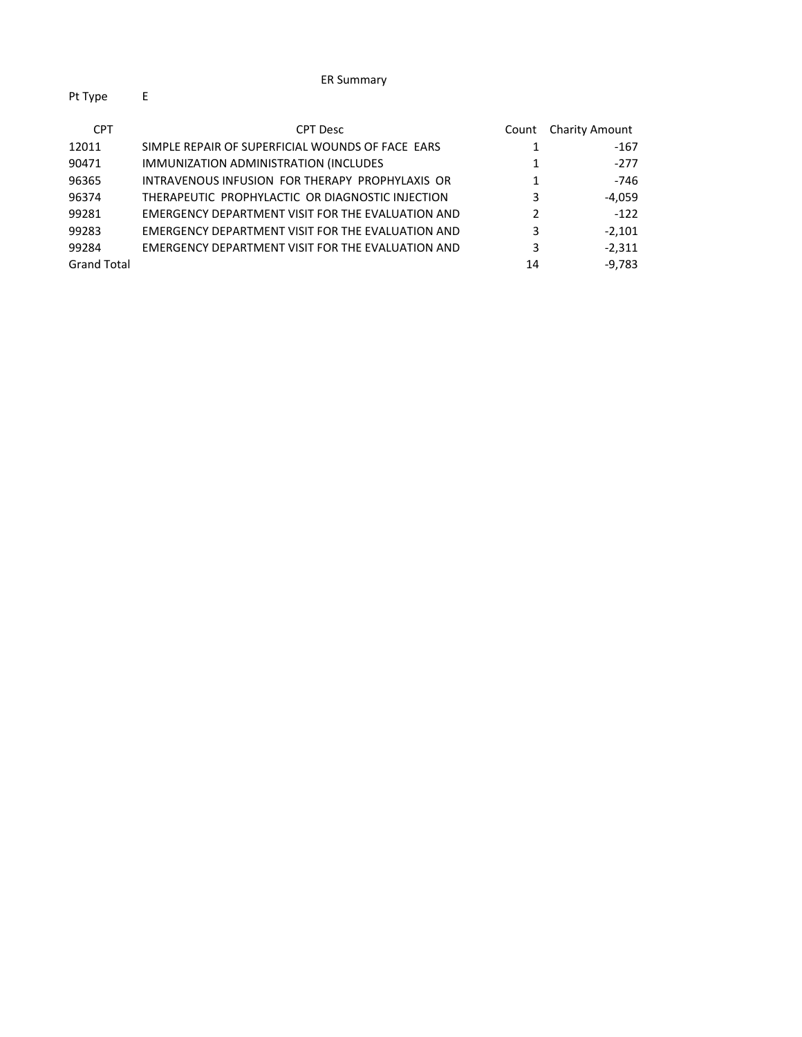# ER Summary

Pt Type E

| CPT | CPT Desc | Count | Charity Amount |
|---|---|---|---|
| 12011 | SIMPLE REPAIR OF SUPERFICIAL WOUNDS OF FACE EARS | 1 | -167 |
| 90471 | IMMUNIZATION ADMINISTRATION (INCLUDES | 1 | -277 |
| 96365 | INTRAVENOUS INFUSION FOR THERAPY PROPHYLAXIS OR | 1 | -746 |
| 96374 | THERAPEUTIC PROPHYLACTIC OR DIAGNOSTIC INJECTION | 3 | -4,059 |
| 99281 | EMERGENCY DEPARTMENT VISIT FOR THE EVALUATION AND | 2 | -122 |
| 99283 | EMERGENCY DEPARTMENT VISIT FOR THE EVALUATION AND | 3 | -2,101 |
| 99284 | EMERGENCY DEPARTMENT VISIT FOR THE EVALUATION AND | 3 | -2,311 |
| Grand Total | | 14 | -9,783 |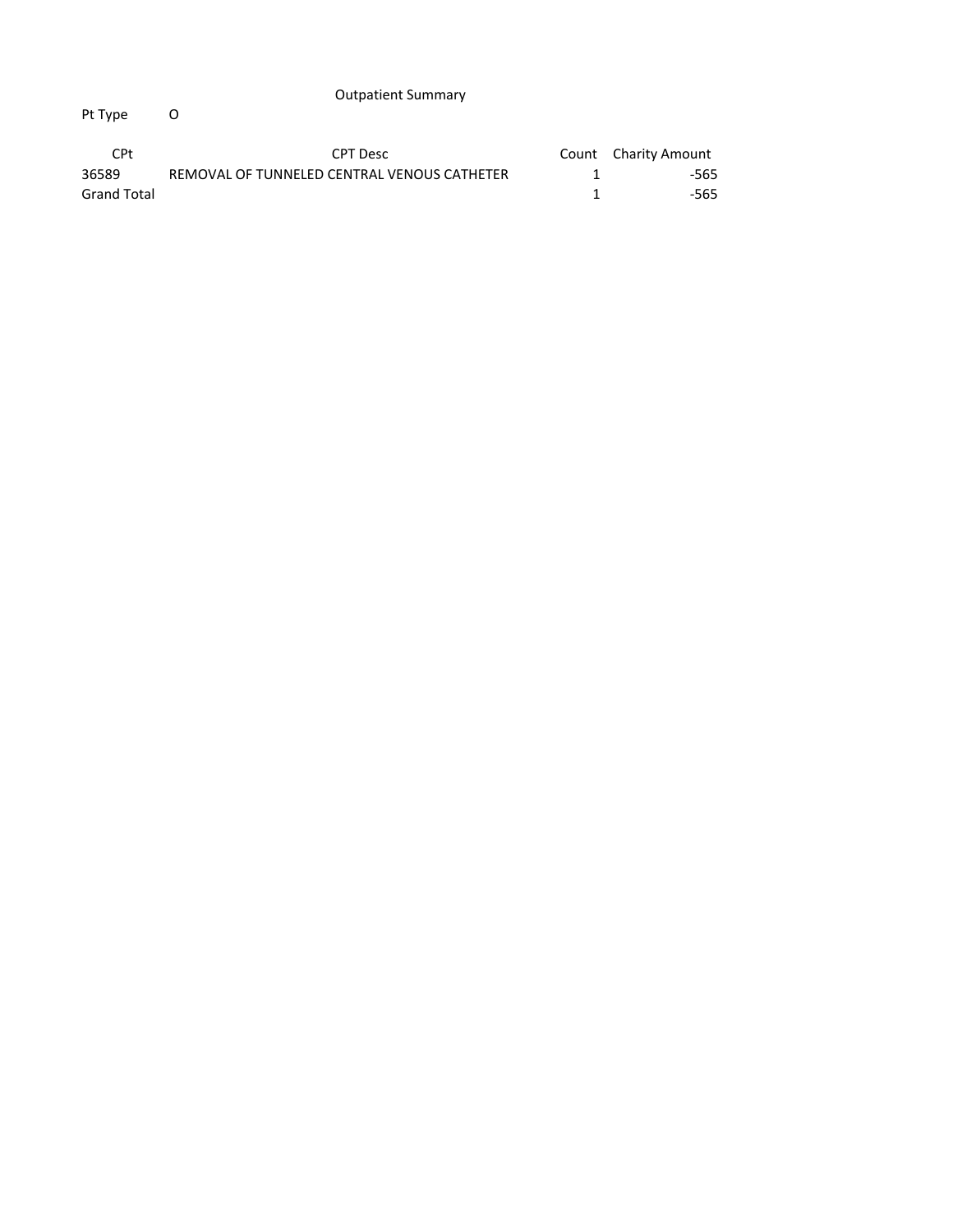Outpatient Summary

Pt Type O

| CPt | CPT Desc | Count | Charity Amount |
|---|---|---|---|
| 36589 | REMOVAL OF TUNNELED CENTRAL VENOUS CATHETER | 1 | -565 |
| Grand Total | | 1 | -565 |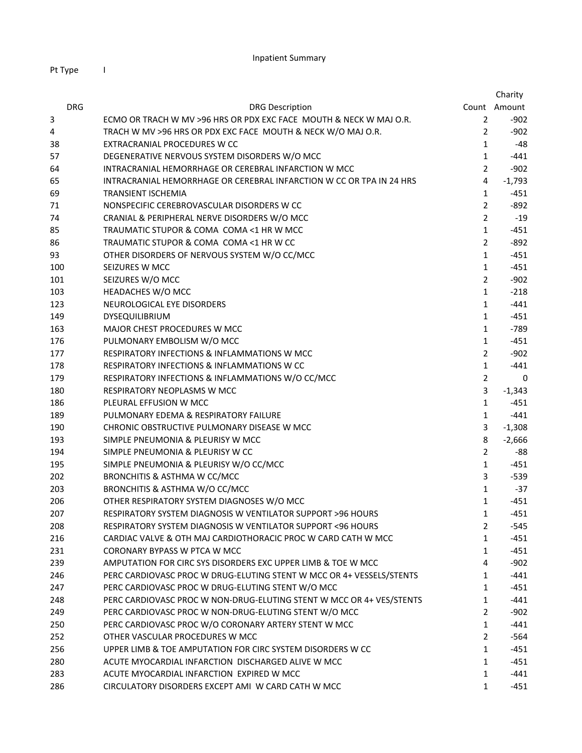Inpatient Summary

Pt Type I

| DRG | DRG Description | Count | Charity Amount |
|---|---|---|---|
| 3 | ECMO OR TRACH W MV >96 HRS OR PDX EXC FACE MOUTH & NECK W MAJ O.R. | 2 | -902 |
| 4 | TRACH W MV >96 HRS OR PDX EXC FACE MOUTH & NECK W/O MAJ O.R. | 2 | -902 |
| 38 | EXTRACRANIAL PROCEDURES W CC | 1 | -48 |
| 57 | DEGENERATIVE NERVOUS SYSTEM DISORDERS W/O MCC | 1 | -441 |
| 64 | INTRACRANIAL HEMORRHAGE OR CEREBRAL INFARCTION W MCC | 2 | -902 |
| 65 | INTRACRANIAL HEMORRHAGE OR CEREBRAL INFARCTION W CC OR TPA IN 24 HRS | 4 | -1,793 |
| 69 | TRANSIENT ISCHEMIA | 1 | -451 |
| 71 | NONSPECIFIC CEREBROVASCULAR DISORDERS W CC | 2 | -892 |
| 74 | CRANIAL & PERIPHERAL NERVE DISORDERS W/O MCC | 2 | -19 |
| 85 | TRAUMATIC STUPOR & COMA COMA <1 HR W MCC | 1 | -451 |
| 86 | TRAUMATIC STUPOR & COMA COMA <1 HR W CC | 2 | -892 |
| 93 | OTHER DISORDERS OF NERVOUS SYSTEM W/O CC/MCC | 1 | -451 |
| 100 | SEIZURES W MCC | 1 | -451 |
| 101 | SEIZURES W/O MCC | 2 | -902 |
| 103 | HEADACHES W/O MCC | 1 | -218 |
| 123 | NEUROLOGICAL EYE DISORDERS | 1 | -441 |
| 149 | DYSEQUILIBRIUM | 1 | -451 |
| 163 | MAJOR CHEST PROCEDURES W MCC | 1 | -789 |
| 176 | PULMONARY EMBOLISM W/O MCC | 1 | -451 |
| 177 | RESPIRATORY INFECTIONS & INFLAMMATIONS W MCC | 2 | -902 |
| 178 | RESPIRATORY INFECTIONS & INFLAMMATIONS W CC | 1 | -441 |
| 179 | RESPIRATORY INFECTIONS & INFLAMMATIONS W/O CC/MCC | 2 | 0 |
| 180 | RESPIRATORY NEOPLASMS W MCC | 3 | -1,343 |
| 186 | PLEURAL EFFUSION W MCC | 1 | -451 |
| 189 | PULMONARY EDEMA & RESPIRATORY FAILURE | 1 | -441 |
| 190 | CHRONIC OBSTRUCTIVE PULMONARY DISEASE W MCC | 3 | -1,308 |
| 193 | SIMPLE PNEUMONIA & PLEURISY W MCC | 8 | -2,666 |
| 194 | SIMPLE PNEUMONIA & PLEURISY W CC | 2 | -88 |
| 195 | SIMPLE PNEUMONIA & PLEURISY W/O CC/MCC | 1 | -451 |
| 202 | BRONCHITIS & ASTHMA W CC/MCC | 3 | -539 |
| 203 | BRONCHITIS & ASTHMA W/O CC/MCC | 1 | -37 |
| 206 | OTHER RESPIRATORY SYSTEM DIAGNOSES W/O MCC | 1 | -451 |
| 207 | RESPIRATORY SYSTEM DIAGNOSIS W VENTILATOR SUPPORT >96 HOURS | 1 | -451 |
| 208 | RESPIRATORY SYSTEM DIAGNOSIS W VENTILATOR SUPPORT <96 HOURS | 2 | -545 |
| 216 | CARDIAC VALVE & OTH MAJ CARDIOTHORACIC PROC W CARD CATH W MCC | 1 | -451 |
| 231 | CORONARY BYPASS W PTCA W MCC | 1 | -451 |
| 239 | AMPUTATION FOR CIRC SYS DISORDERS EXC UPPER LIMB & TOE W MCC | 4 | -902 |
| 246 | PERC CARDIOVASC PROC W DRUG-ELUTING STENT W MCC OR 4+ VESSELS/STENTS | 1 | -441 |
| 247 | PERC CARDIOVASC PROC W DRUG-ELUTING STENT W/O MCC | 1 | -451 |
| 248 | PERC CARDIOVASC PROC W NON-DRUG-ELUTING STENT W MCC OR 4+ VES/STENTS | 1 | -441 |
| 249 | PERC CARDIOVASC PROC W NON-DRUG-ELUTING STENT W/O MCC | 2 | -902 |
| 250 | PERC CARDIOVASC PROC W/O CORONARY ARTERY STENT W MCC | 1 | -441 |
| 252 | OTHER VASCULAR PROCEDURES W MCC | 2 | -564 |
| 256 | UPPER LIMB & TOE AMPUTATION FOR CIRC SYSTEM DISORDERS W CC | 1 | -451 |
| 280 | ACUTE MYOCARDIAL INFARCTION DISCHARGED ALIVE W MCC | 1 | -451 |
| 283 | ACUTE MYOCARDIAL INFARCTION EXPIRED W MCC | 1 | -441 |
| 286 | CIRCULATORY DISORDERS EXCEPT AMI W CARD CATH W MCC | 1 | -451 |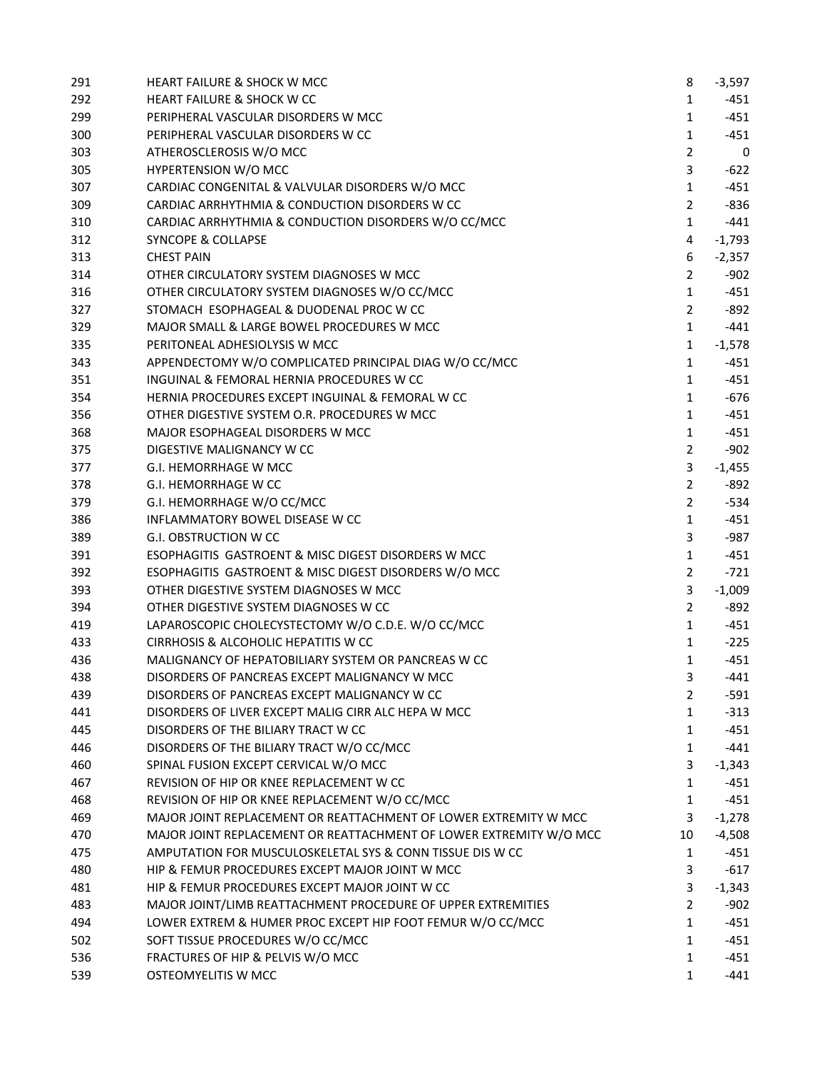| | | | |
|---|---|---|---|
| 291 | HEART FAILURE & SHOCK W MCC | 8 | -3,597 |
| 292 | HEART FAILURE & SHOCK W CC | 1 | -451 |
| 299 | PERIPHERAL VASCULAR DISORDERS W MCC | 1 | -451 |
| 300 | PERIPHERAL VASCULAR DISORDERS W CC | 1 | -451 |
| 303 | ATHEROSCLEROSIS W/O MCC | 2 | 0 |
| 305 | HYPERTENSION W/O MCC | 3 | -622 |
| 307 | CARDIAC CONGENITAL & VALVULAR DISORDERS W/O MCC | 1 | -451 |
| 309 | CARDIAC ARRHYTHMIA & CONDUCTION DISORDERS W CC | 2 | -836 |
| 310 | CARDIAC ARRHYTHMIA & CONDUCTION DISORDERS W/O CC/MCC | 1 | -441 |
| 312 | SYNCOPE & COLLAPSE | 4 | -1,793 |
| 313 | CHEST PAIN | 6 | -2,357 |
| 314 | OTHER CIRCULATORY SYSTEM DIAGNOSES W MCC | 2 | -902 |
| 316 | OTHER CIRCULATORY SYSTEM DIAGNOSES W/O CC/MCC | 1 | -451 |
| 327 | STOMACH  ESOPHAGEAL & DUODENAL PROC W CC | 2 | -892 |
| 329 | MAJOR SMALL & LARGE BOWEL PROCEDURES W MCC | 1 | -441 |
| 335 | PERITONEAL ADHESIOLYSIS W MCC | 1 | -1,578 |
| 343 | APPENDECTOMY W/O COMPLICATED PRINCIPAL DIAG W/O CC/MCC | 1 | -451 |
| 351 | INGUINAL & FEMORAL HERNIA PROCEDURES W CC | 1 | -451 |
| 354 | HERNIA PROCEDURES EXCEPT INGUINAL & FEMORAL W CC | 1 | -676 |
| 356 | OTHER DIGESTIVE SYSTEM O.R. PROCEDURES W MCC | 1 | -451 |
| 368 | MAJOR ESOPHAGEAL DISORDERS W MCC | 1 | -451 |
| 375 | DIGESTIVE MALIGNANCY W CC | 2 | -902 |
| 377 | G.I. HEMORRHAGE W MCC | 3 | -1,455 |
| 378 | G.I. HEMORRHAGE W CC | 2 | -892 |
| 379 | G.I. HEMORRHAGE W/O CC/MCC | 2 | -534 |
| 386 | INFLAMMATORY BOWEL DISEASE W CC | 1 | -451 |
| 389 | G.I. OBSTRUCTION W CC | 3 | -987 |
| 391 | ESOPHAGITIS  GASTROENT & MISC DIGEST DISORDERS W MCC | 1 | -451 |
| 392 | ESOPHAGITIS  GASTROENT & MISC DIGEST DISORDERS W/O MCC | 2 | -721 |
| 393 | OTHER DIGESTIVE SYSTEM DIAGNOSES W MCC | 3 | -1,009 |
| 394 | OTHER DIGESTIVE SYSTEM DIAGNOSES W CC | 2 | -892 |
| 419 | LAPAROSCOPIC CHOLECYSTECTOMY W/O C.D.E. W/O CC/MCC | 1 | -451 |
| 433 | CIRRHOSIS & ALCOHOLIC HEPATITIS W CC | 1 | -225 |
| 436 | MALIGNANCY OF HEPATOBILIARY SYSTEM OR PANCREAS W CC | 1 | -451 |
| 438 | DISORDERS OF PANCREAS EXCEPT MALIGNANCY W MCC | 3 | -441 |
| 439 | DISORDERS OF PANCREAS EXCEPT MALIGNANCY W CC | 2 | -591 |
| 441 | DISORDERS OF LIVER EXCEPT MALIG CIRR ALC HEPA W MCC | 1 | -313 |
| 445 | DISORDERS OF THE BILIARY TRACT W CC | 1 | -451 |
| 446 | DISORDERS OF THE BILIARY TRACT W/O CC/MCC | 1 | -441 |
| 460 | SPINAL FUSION EXCEPT CERVICAL W/O MCC | 3 | -1,343 |
| 467 | REVISION OF HIP OR KNEE REPLACEMENT W CC | 1 | -451 |
| 468 | REVISION OF HIP OR KNEE REPLACEMENT W/O CC/MCC | 1 | -451 |
| 469 | MAJOR JOINT REPLACEMENT OR REATTACHMENT OF LOWER EXTREMITY W MCC | 3 | -1,278 |
| 470 | MAJOR JOINT REPLACEMENT OR REATTACHMENT OF LOWER EXTREMITY W/O MCC | 10 | -4,508 |
| 475 | AMPUTATION FOR MUSCULOSKELETAL SYS & CONN TISSUE DIS W CC | 1 | -451 |
| 480 | HIP & FEMUR PROCEDURES EXCEPT MAJOR JOINT W MCC | 3 | -617 |
| 481 | HIP & FEMUR PROCEDURES EXCEPT MAJOR JOINT W CC | 3 | -1,343 |
| 483 | MAJOR JOINT/LIMB REATTACHMENT PROCEDURE OF UPPER EXTREMITIES | 2 | -902 |
| 494 | LOWER EXTREM & HUMER PROC EXCEPT HIP FOOT FEMUR W/O CC/MCC | 1 | -451 |
| 502 | SOFT TISSUE PROCEDURES W/O CC/MCC | 1 | -451 |
| 536 | FRACTURES OF HIP & PELVIS W/O MCC | 1 | -451 |
| 539 | OSTEOMYELITIS W MCC | 1 | -441 |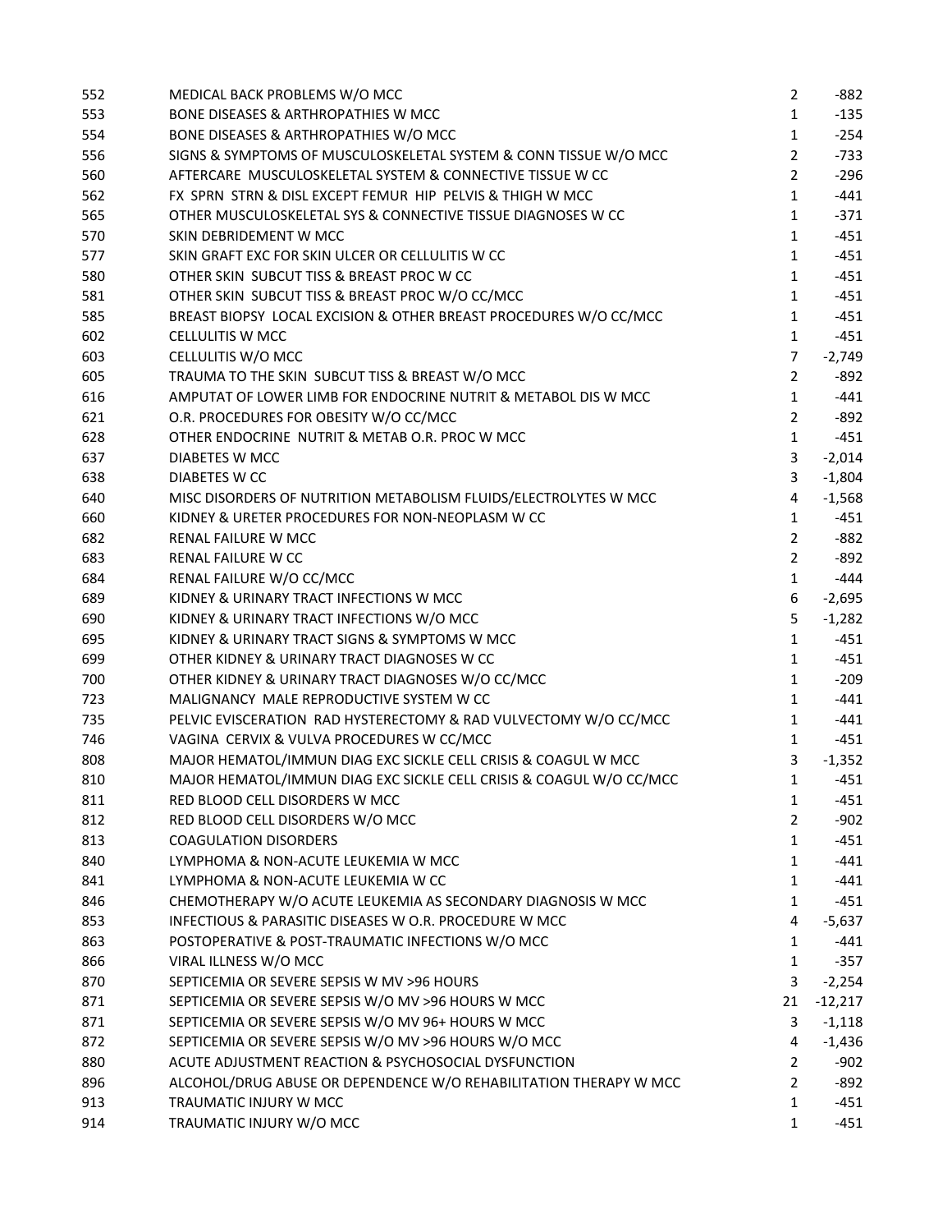| | | | |
|---|---|---|---|
| 552 | MEDICAL BACK PROBLEMS W/O MCC | 2 | -882 |
| 553 | BONE DISEASES & ARTHROPATHIES W MCC | 1 | -135 |
| 554 | BONE DISEASES & ARTHROPATHIES W/O MCC | 1 | -254 |
| 556 | SIGNS & SYMPTOMS OF MUSCULOSKELETAL SYSTEM & CONN TISSUE W/O MCC | 2 | -733 |
| 560 | AFTERCARE MUSCULOSKELETAL SYSTEM & CONNECTIVE TISSUE W CC | 2 | -296 |
| 562 | FX SPRN STRN & DISL EXCEPT FEMUR HIP PELVIS & THIGH W MCC | 1 | -441 |
| 565 | OTHER MUSCULOSKELETAL SYS & CONNECTIVE TISSUE DIAGNOSES W CC | 1 | -371 |
| 570 | SKIN DEBRIDEMENT W MCC | 1 | -451 |
| 577 | SKIN GRAFT EXC FOR SKIN ULCER OR CELLULITIS W CC | 1 | -451 |
| 580 | OTHER SKIN SUBCUT TISS & BREAST PROC W CC | 1 | -451 |
| 581 | OTHER SKIN SUBCUT TISS & BREAST PROC W/O CC/MCC | 1 | -451 |
| 585 | BREAST BIOPSY LOCAL EXCISION & OTHER BREAST PROCEDURES W/O CC/MCC | 1 | -451 |
| 602 | CELLULITIS W MCC | 1 | -451 |
| 603 | CELLULITIS W/O MCC | 7 | -2,749 |
| 605 | TRAUMA TO THE SKIN SUBCUT TISS & BREAST W/O MCC | 2 | -892 |
| 616 | AMPUTAT OF LOWER LIMB FOR ENDOCRINE NUTRIT & METABOL DIS W MCC | 1 | -441 |
| 621 | O.R. PROCEDURES FOR OBESITY W/O CC/MCC | 2 | -892 |
| 628 | OTHER ENDOCRINE NUTRIT & METAB O.R. PROC W MCC | 1 | -451 |
| 637 | DIABETES W MCC | 3 | -2,014 |
| 638 | DIABETES W CC | 3 | -1,804 |
| 640 | MISC DISORDERS OF NUTRITION METABOLISM FLUIDS/ELECTROLYTES W MCC | 4 | -1,568 |
| 660 | KIDNEY & URETER PROCEDURES FOR NON-NEOPLASM W CC | 1 | -451 |
| 682 | RENAL FAILURE W MCC | 2 | -882 |
| 683 | RENAL FAILURE W CC | 2 | -892 |
| 684 | RENAL FAILURE W/O CC/MCC | 1 | -444 |
| 689 | KIDNEY & URINARY TRACT INFECTIONS W MCC | 6 | -2,695 |
| 690 | KIDNEY & URINARY TRACT INFECTIONS W/O MCC | 5 | -1,282 |
| 695 | KIDNEY & URINARY TRACT SIGNS & SYMPTOMS W MCC | 1 | -451 |
| 699 | OTHER KIDNEY & URINARY TRACT DIAGNOSES W CC | 1 | -451 |
| 700 | OTHER KIDNEY & URINARY TRACT DIAGNOSES W/O CC/MCC | 1 | -209 |
| 723 | MALIGNANCY MALE REPRODUCTIVE SYSTEM W CC | 1 | -441 |
| 735 | PELVIC EVISCERATION RAD HYSTERECTOMY & RAD VULVECTOMY W/O CC/MCC | 1 | -441 |
| 746 | VAGINA CERVIX & VULVA PROCEDURES W CC/MCC | 1 | -451 |
| 808 | MAJOR HEMATOL/IMMUN DIAG EXC SICKLE CELL CRISIS & COAGUL W MCC | 3 | -1,352 |
| 810 | MAJOR HEMATOL/IMMUN DIAG EXC SICKLE CELL CRISIS & COAGUL W/O CC/MCC | 1 | -451 |
| 811 | RED BLOOD CELL DISORDERS W MCC | 1 | -451 |
| 812 | RED BLOOD CELL DISORDERS W/O MCC | 2 | -902 |
| 813 | COAGULATION DISORDERS | 1 | -451 |
| 840 | LYMPHOMA & NON-ACUTE LEUKEMIA W MCC | 1 | -441 |
| 841 | LYMPHOMA & NON-ACUTE LEUKEMIA W CC | 1 | -441 |
| 846 | CHEMOTHERAPY W/O ACUTE LEUKEMIA AS SECONDARY DIAGNOSIS W MCC | 1 | -451 |
| 853 | INFECTIOUS & PARASITIC DISEASES W O.R. PROCEDURE W MCC | 4 | -5,637 |
| 863 | POSTOPERATIVE & POST-TRAUMATIC INFECTIONS W/O MCC | 1 | -441 |
| 866 | VIRAL ILLNESS W/O MCC | 1 | -357 |
| 870 | SEPTICEMIA OR SEVERE SEPSIS W MV >96 HOURS | 3 | -2,254 |
| 871 | SEPTICEMIA OR SEVERE SEPSIS W/O MV >96 HOURS W MCC | 21 | -12,217 |
| 871 | SEPTICEMIA OR SEVERE SEPSIS W/O MV 96+ HOURS W MCC | 3 | -1,118 |
| 872 | SEPTICEMIA OR SEVERE SEPSIS W/O MV >96 HOURS W/O MCC | 4 | -1,436 |
| 880 | ACUTE ADJUSTMENT REACTION & PSYCHOSOCIAL DYSFUNCTION | 2 | -902 |
| 896 | ALCOHOL/DRUG ABUSE OR DEPENDENCE W/O REHABILITATION THERAPY W MCC | 2 | -892 |
| 913 | TRAUMATIC INJURY W MCC | 1 | -451 |
| 914 | TRAUMATIC INJURY W/O MCC | 1 | -451 |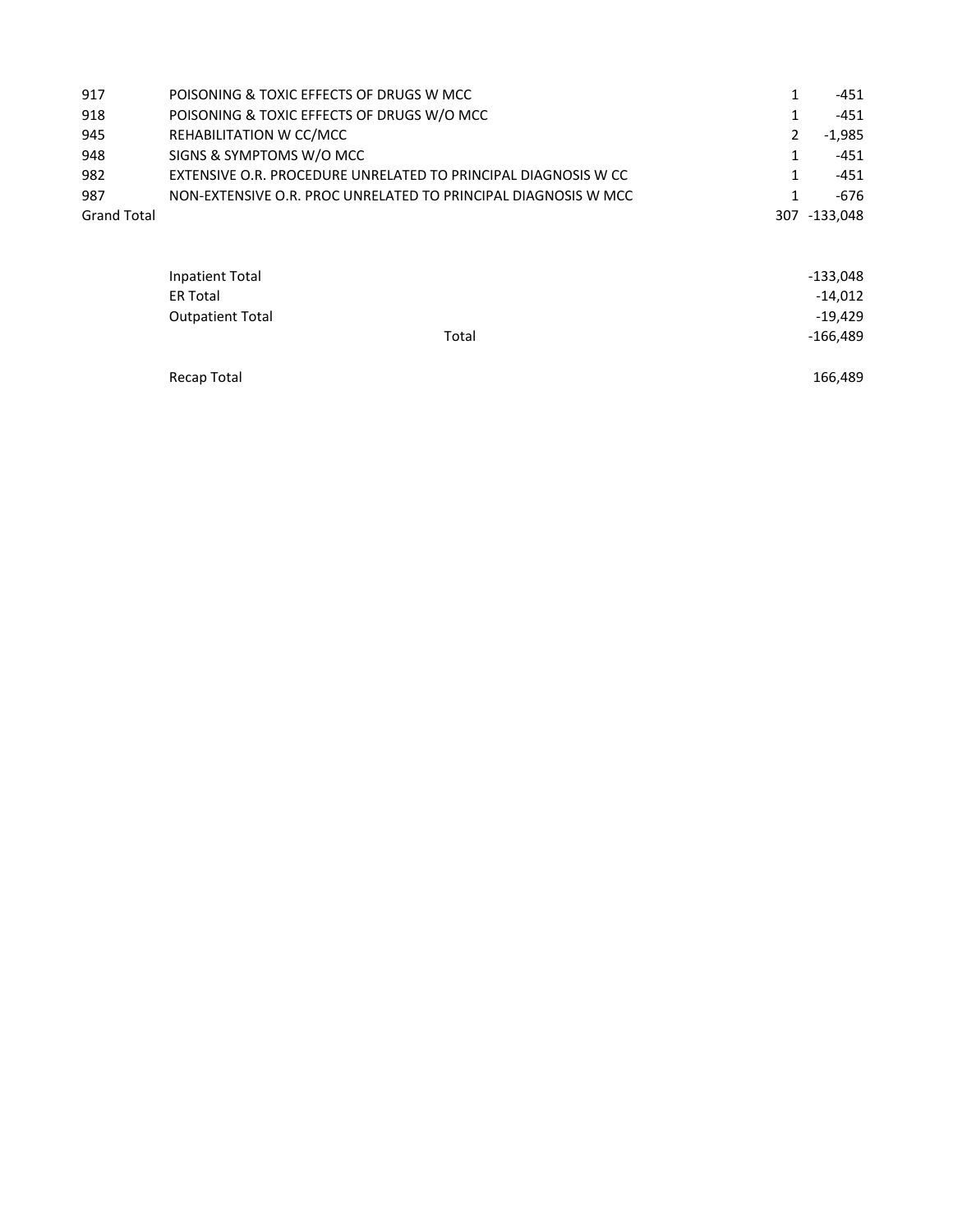| | | | |
|---|---|---|---|
| 917 | POISONING & TOXIC EFFECTS OF DRUGS W MCC | 1 | -451 |
| 918 | POISONING & TOXIC EFFECTS OF DRUGS W/O MCC | 1 | -451 |
| 945 | REHABILITATION W CC/MCC | 2 | -1,985 |
| 948 | SIGNS & SYMPTOMS W/O MCC | 1 | -451 |
| 982 | EXTENSIVE O.R. PROCEDURE UNRELATED TO PRINCIPAL DIAGNOSIS W CC | 1 | -451 |
| 987 | NON-EXTENSIVE O.R. PROC UNRELATED TO PRINCIPAL DIAGNOSIS W MCC | 1 | -676 |
| Grand Total | | 307 | -133,048 |

| | | |
|---|---|---|
| Inpatient Total | | -133,048 |
| ER Total | | -14,012 |
| Outpatient Total | | -19,429 |
| | Total | -166,489 |
| | | |
| Recap Total | | 166,489 |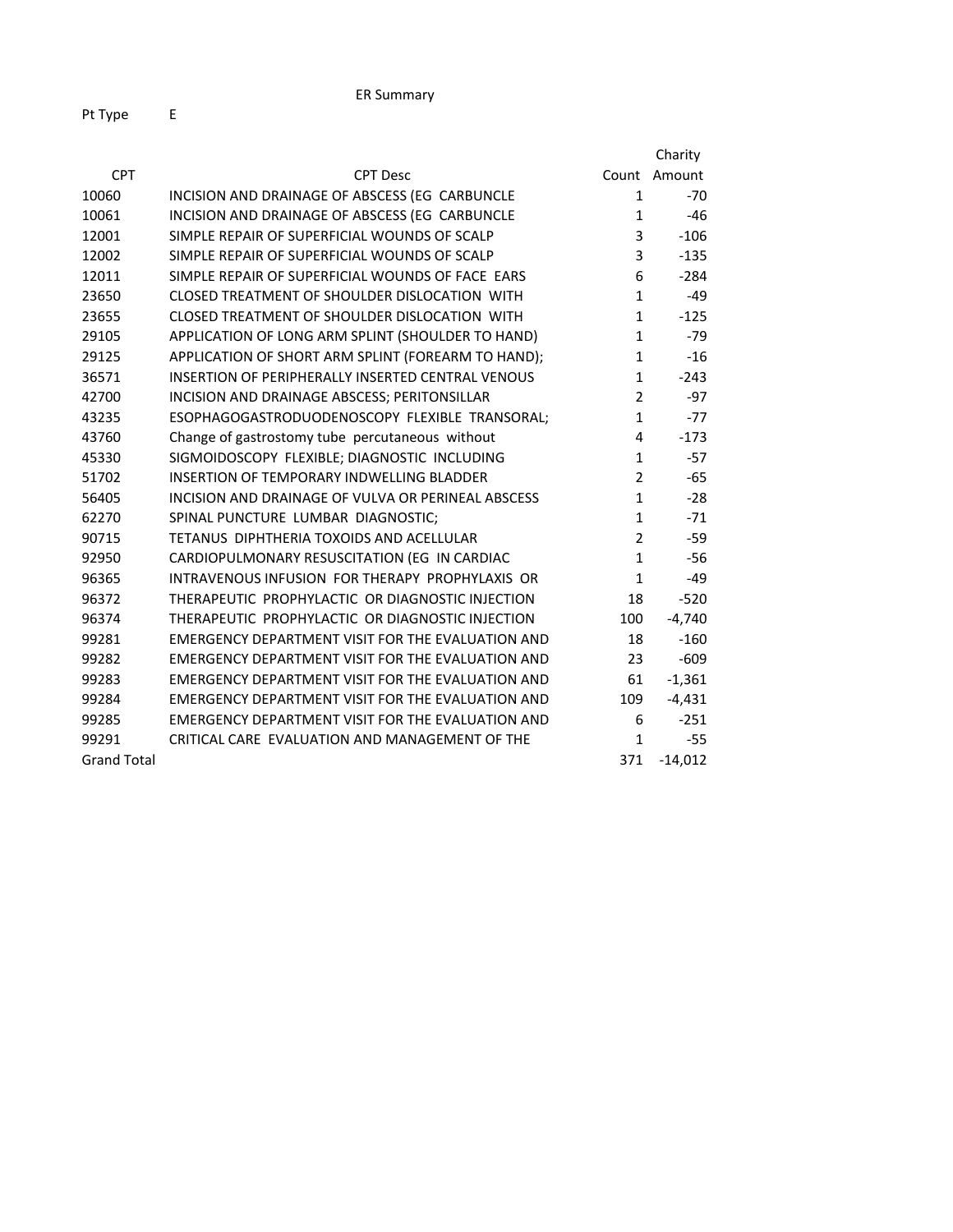ER Summary

Pt Type E

| CPT | CPT Desc | Count | Charity Amount |
|---|---|---|---|
| 10060 | INCISION AND DRAINAGE OF ABSCESS (EG CARBUNCLE | 1 | -70 |
| 10061 | INCISION AND DRAINAGE OF ABSCESS (EG CARBUNCLE | 1 | -46 |
| 12001 | SIMPLE REPAIR OF SUPERFICIAL WOUNDS OF SCALP | 3 | -106 |
| 12002 | SIMPLE REPAIR OF SUPERFICIAL WOUNDS OF SCALP | 3 | -135 |
| 12011 | SIMPLE REPAIR OF SUPERFICIAL WOUNDS OF FACE EARS | 6 | -284 |
| 23650 | CLOSED TREATMENT OF SHOULDER DISLOCATION WITH | 1 | -49 |
| 23655 | CLOSED TREATMENT OF SHOULDER DISLOCATION WITH | 1 | -125 |
| 29105 | APPLICATION OF LONG ARM SPLINT (SHOULDER TO HAND) | 1 | -79 |
| 29125 | APPLICATION OF SHORT ARM SPLINT (FOREARM TO HAND); | 1 | -16 |
| 36571 | INSERTION OF PERIPHERALLY INSERTED CENTRAL VENOUS | 1 | -243 |
| 42700 | INCISION AND DRAINAGE ABSCESS; PERITONSILLAR | 2 | -97 |
| 43235 | ESOPHAGOGASTRODUODENOSCOPY FLEXIBLE TRANSORAL; | 1 | -77 |
| 43760 | Change of gastrostomy tube percutaneous without | 4 | -173 |
| 45330 | SIGMOIDOSCOPY FLEXIBLE; DIAGNOSTIC INCLUDING | 1 | -57 |
| 51702 | INSERTION OF TEMPORARY INDWELLING BLADDER | 2 | -65 |
| 56405 | INCISION AND DRAINAGE OF VULVA OR PERINEAL ABSCESS | 1 | -28 |
| 62270 | SPINAL PUNCTURE LUMBAR DIAGNOSTIC; | 1 | -71 |
| 90715 | TETANUS DIPHTHERIA TOXOIDS AND ACELLULAR | 2 | -59 |
| 92950 | CARDIOPULMONARY RESUSCITATION (EG IN CARDIAC | 1 | -56 |
| 96365 | INTRAVENOUS INFUSION FOR THERAPY PROPHYLAXIS OR | 1 | -49 |
| 96372 | THERAPEUTIC PROPHYLACTIC OR DIAGNOSTIC INJECTION | 18 | -520 |
| 96374 | THERAPEUTIC PROPHYLACTIC OR DIAGNOSTIC INJECTION | 100 | -4,740 |
| 99281 | EMERGENCY DEPARTMENT VISIT FOR THE EVALUATION AND | 18 | -160 |
| 99282 | EMERGENCY DEPARTMENT VISIT FOR THE EVALUATION AND | 23 | -609 |
| 99283 | EMERGENCY DEPARTMENT VISIT FOR THE EVALUATION AND | 61 | -1,361 |
| 99284 | EMERGENCY DEPARTMENT VISIT FOR THE EVALUATION AND | 109 | -4,431 |
| 99285 | EMERGENCY DEPARTMENT VISIT FOR THE EVALUATION AND | 6 | -251 |
| 99291 | CRITICAL CARE EVALUATION AND MANAGEMENT OF THE | 1 | -55 |
| Grand Total | | 371 | -14,012 |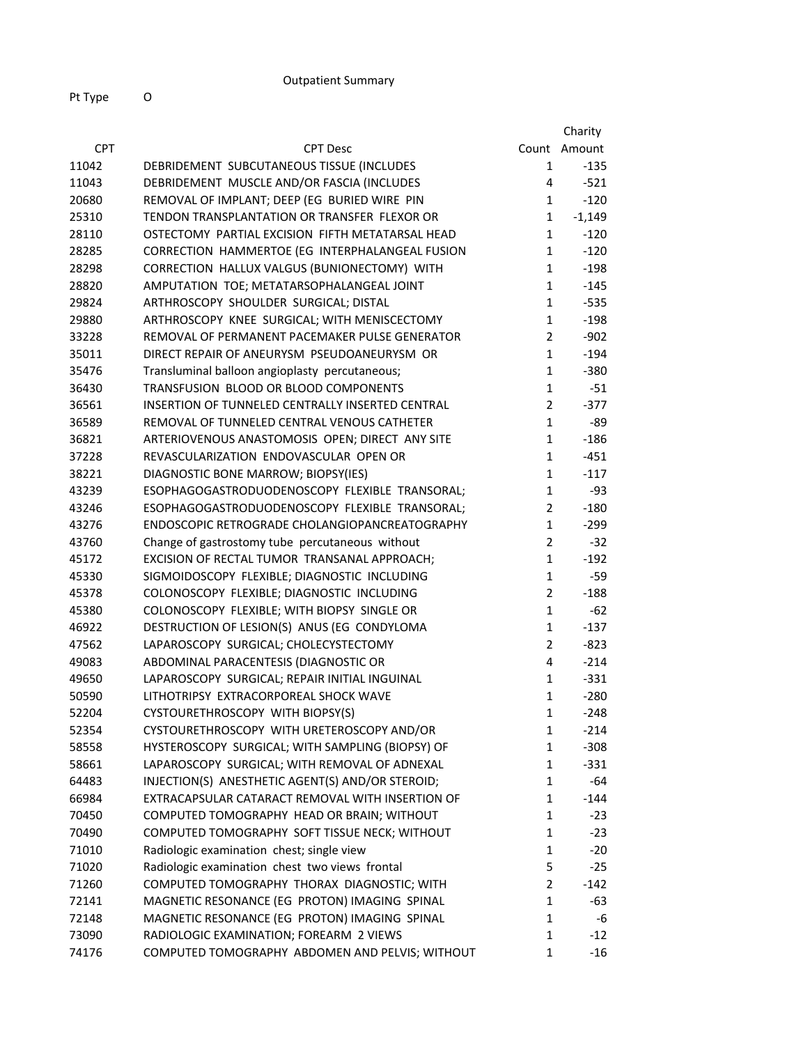Outpatient Summary

Pt Type O

| CPT | CPT Desc | Count | Charity Amount |
|---|---|---|---|
| 11042 | DEBRIDEMENT SUBCUTANEOUS TISSUE (INCLUDES | 1 | -135 |
| 11043 | DEBRIDEMENT MUSCLE AND/OR FASCIA (INCLUDES | 4 | -521 |
| 20680 | REMOVAL OF IMPLANT; DEEP (EG BURIED WIRE PIN | 1 | -120 |
| 25310 | TENDON TRANSPLANTATION OR TRANSFER FLEXOR OR | 1 | -1,149 |
| 28110 | OSTECTOMY PARTIAL EXCISION FIFTH METATARSAL HEAD | 1 | -120 |
| 28285 | CORRECTION HAMMERTOE (EG INTERPHALANGEAL FUSION | 1 | -120 |
| 28298 | CORRECTION HALLUX VALGUS (BUNIONECTOMY) WITH | 1 | -198 |
| 28820 | AMPUTATION TOE; METATARSOPHALANGEAL JOINT | 1 | -145 |
| 29824 | ARTHROSCOPY SHOULDER SURGICAL; DISTAL | 1 | -535 |
| 29880 | ARTHROSCOPY KNEE SURGICAL; WITH MENISCECTOMY | 1 | -198 |
| 33228 | REMOVAL OF PERMANENT PACEMAKER PULSE GENERATOR | 2 | -902 |
| 35011 | DIRECT REPAIR OF ANEURYSM PSEUDOANEURYSM OR | 1 | -194 |
| 35476 | Transluminal balloon angioplasty percutaneous; | 1 | -380 |
| 36430 | TRANSFUSION BLOOD OR BLOOD COMPONENTS | 1 | -51 |
| 36561 | INSERTION OF TUNNELED CENTRALLY INSERTED CENTRAL | 2 | -377 |
| 36589 | REMOVAL OF TUNNELED CENTRAL VENOUS CATHETER | 1 | -89 |
| 36821 | ARTERIOVENOUS ANASTOMOSIS OPEN; DIRECT ANY SITE | 1 | -186 |
| 37228 | REVASCULARIZATION ENDOVASCULAR OPEN OR | 1 | -451 |
| 38221 | DIAGNOSTIC BONE MARROW; BIOPSY(IES) | 1 | -117 |
| 43239 | ESOPHAGOGASTRODUODENOSCOPY FLEXIBLE TRANSORAL; | 1 | -93 |
| 43246 | ESOPHAGOGASTRODUODENOSCOPY FLEXIBLE TRANSORAL; | 2 | -180 |
| 43276 | ENDOSCOPIC RETROGRADE CHOLANGIOPANCREATOGRAPHY | 1 | -299 |
| 43760 | Change of gastrostomy tube percutaneous without | 2 | -32 |
| 45172 | EXCISION OF RECTAL TUMOR TRANSANAL APPROACH; | 1 | -192 |
| 45330 | SIGMOIDOSCOPY FLEXIBLE; DIAGNOSTIC INCLUDING | 1 | -59 |
| 45378 | COLONOSCOPY FLEXIBLE; DIAGNOSTIC INCLUDING | 2 | -188 |
| 45380 | COLONOSCOPY FLEXIBLE; WITH BIOPSY SINGLE OR | 1 | -62 |
| 46922 | DESTRUCTION OF LESION(S) ANUS (EG CONDYLOMA | 1 | -137 |
| 47562 | LAPAROSCOPY SURGICAL; CHOLECYSTECTOMY | 2 | -823 |
| 49083 | ABDOMINAL PARACENTESIS (DIAGNOSTIC OR | 4 | -214 |
| 49650 | LAPAROSCOPY SURGICAL; REPAIR INITIAL INGUINAL | 1 | -331 |
| 50590 | LITHOTRIPSY EXTRACORPOREAL SHOCK WAVE | 1 | -280 |
| 52204 | CYSTOURETHROSCOPY WITH BIOPSY(S) | 1 | -248 |
| 52354 | CYSTOURETHROSCOPY WITH URETEROSCOPY AND/OR | 1 | -214 |
| 58558 | HYSTEROSCOPY SURGICAL; WITH SAMPLING (BIOPSY) OF | 1 | -308 |
| 58661 | LAPAROSCOPY SURGICAL; WITH REMOVAL OF ADNEXAL | 1 | -331 |
| 64483 | INJECTION(S) ANESTHETIC AGENT(S) AND/OR STEROID; | 1 | -64 |
| 66984 | EXTRACAPSULAR CATARACT REMOVAL WITH INSERTION OF | 1 | -144 |
| 70450 | COMPUTED TOMOGRAPHY HEAD OR BRAIN; WITHOUT | 1 | -23 |
| 70490 | COMPUTED TOMOGRAPHY SOFT TISSUE NECK; WITHOUT | 1 | -23 |
| 71010 | Radiologic examination chest; single view | 1 | -20 |
| 71020 | Radiologic examination chest two views frontal | 5 | -25 |
| 71260 | COMPUTED TOMOGRAPHY THORAX DIAGNOSTIC; WITH | 2 | -142 |
| 72141 | MAGNETIC RESONANCE (EG PROTON) IMAGING SPINAL | 1 | -63 |
| 72148 | MAGNETIC RESONANCE (EG PROTON) IMAGING SPINAL | 1 | -6 |
| 73090 | RADIOLOGIC EXAMINATION; FOREARM 2 VIEWS | 1 | -12 |
| 74176 | COMPUTED TOMOGRAPHY ABDOMEN AND PELVIS; WITHOUT | 1 | -16 |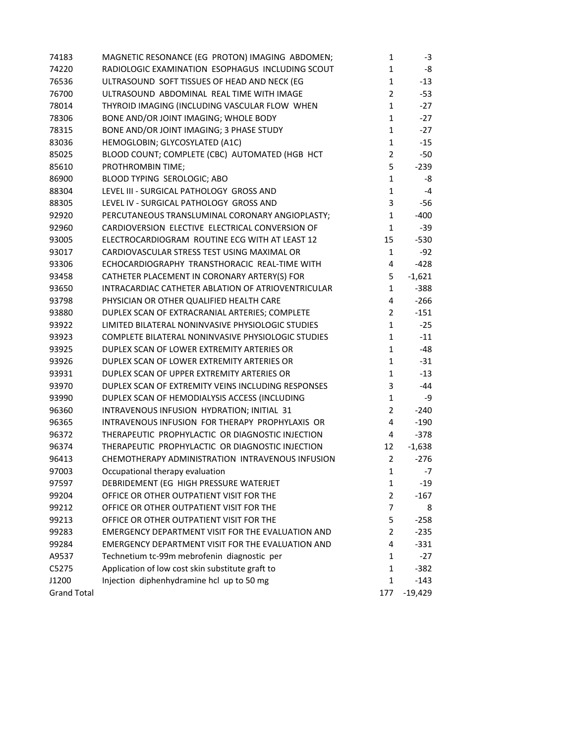| | | | |
|---|---|---|---|
| 74183 | MAGNETIC RESONANCE (EG PROTON) IMAGING ABDOMEN; | 1 | -3 |
| 74220 | RADIOLOGIC EXAMINATION ESOPHAGUS INCLUDING SCOUT | 1 | -8 |
| 76536 | ULTRASOUND SOFT TISSUES OF HEAD AND NECK (EG | 1 | -13 |
| 76700 | ULTRASOUND ABDOMINAL REAL TIME WITH IMAGE | 2 | -53 |
| 78014 | THYROID IMAGING (INCLUDING VASCULAR FLOW WHEN | 1 | -27 |
| 78306 | BONE AND/OR JOINT IMAGING; WHOLE BODY | 1 | -27 |
| 78315 | BONE AND/OR JOINT IMAGING; 3 PHASE STUDY | 1 | -27 |
| 83036 | HEMOGLOBIN; GLYCOSYLATED (A1C) | 1 | -15 |
| 85025 | BLOOD COUNT; COMPLETE (CBC) AUTOMATED (HGB HCT | 2 | -50 |
| 85610 | PROTHROMBIN TIME; | 5 | -239 |
| 86900 | BLOOD TYPING SEROLOGIC; ABO | 1 | -8 |
| 88304 | LEVEL III - SURGICAL PATHOLOGY GROSS AND | 1 | -4 |
| 88305 | LEVEL IV - SURGICAL PATHOLOGY GROSS AND | 3 | -56 |
| 92920 | PERCUTANEOUS TRANSLUMINAL CORONARY ANGIOPLASTY; | 1 | -400 |
| 92960 | CARDIOVERSION ELECTIVE ELECTRICAL CONVERSION OF | 1 | -39 |
| 93005 | ELECTROCARDIOGRAM ROUTINE ECG WITH AT LEAST 12 | 15 | -530 |
| 93017 | CARDIOVASCULAR STRESS TEST USING MAXIMAL OR | 1 | -92 |
| 93306 | ECHOCARDIOGRAPHY TRANSTHORACIC REAL-TIME WITH | 4 | -428 |
| 93458 | CATHETER PLACEMENT IN CORONARY ARTERY(S) FOR | 5 | -1,621 |
| 93650 | INTRACARDIAC CATHETER ABLATION OF ATRIOVENTRICULAR | 1 | -388 |
| 93798 | PHYSICIAN OR OTHER QUALIFIED HEALTH CARE | 4 | -266 |
| 93880 | DUPLEX SCAN OF EXTRACRANIAL ARTERIES; COMPLETE | 2 | -151 |
| 93922 | LIMITED BILATERAL NONINVASIVE PHYSIOLOGIC STUDIES | 1 | -25 |
| 93923 | COMPLETE BILATERAL NONINVASIVE PHYSIOLOGIC STUDIES | 1 | -11 |
| 93925 | DUPLEX SCAN OF LOWER EXTREMITY ARTERIES OR | 1 | -48 |
| 93926 | DUPLEX SCAN OF LOWER EXTREMITY ARTERIES OR | 1 | -31 |
| 93931 | DUPLEX SCAN OF UPPER EXTREMITY ARTERIES OR | 1 | -13 |
| 93970 | DUPLEX SCAN OF EXTREMITY VEINS INCLUDING RESPONSES | 3 | -44 |
| 93990 | DUPLEX SCAN OF HEMODIALYSIS ACCESS (INCLUDING | 1 | -9 |
| 96360 | INTRAVENOUS INFUSION HYDRATION; INITIAL 31 | 2 | -240 |
| 96365 | INTRAVENOUS INFUSION FOR THERAPY PROPHYLAXIS OR | 4 | -190 |
| 96372 | THERAPEUTIC PROPHYLACTIC OR DIAGNOSTIC INJECTION | 4 | -378 |
| 96374 | THERAPEUTIC PROPHYLACTIC OR DIAGNOSTIC INJECTION | 12 | -1,638 |
| 96413 | CHEMOTHERAPY ADMINISTRATION INTRAVENOUS INFUSION | 2 | -276 |
| 97003 | Occupational therapy evaluation | 1 | -7 |
| 97597 | DEBRIDEMENT (EG HIGH PRESSURE WATERJET | 1 | -19 |
| 99204 | OFFICE OR OTHER OUTPATIENT VISIT FOR THE | 2 | -167 |
| 99212 | OFFICE OR OTHER OUTPATIENT VISIT FOR THE | 7 | 8 |
| 99213 | OFFICE OR OTHER OUTPATIENT VISIT FOR THE | 5 | -258 |
| 99283 | EMERGENCY DEPARTMENT VISIT FOR THE EVALUATION AND | 2 | -235 |
| 99284 | EMERGENCY DEPARTMENT VISIT FOR THE EVALUATION AND | 4 | -331 |
| A9537 | Technetium tc-99m mebrofenin diagnostic per | 1 | -27 |
| C5275 | Application of low cost skin substitute graft to | 1 | -382 |
| J1200 | Injection diphenhydramine hcl up to 50 mg | 1 | -143 |
| Grand Total | | 177 | -19,429 |